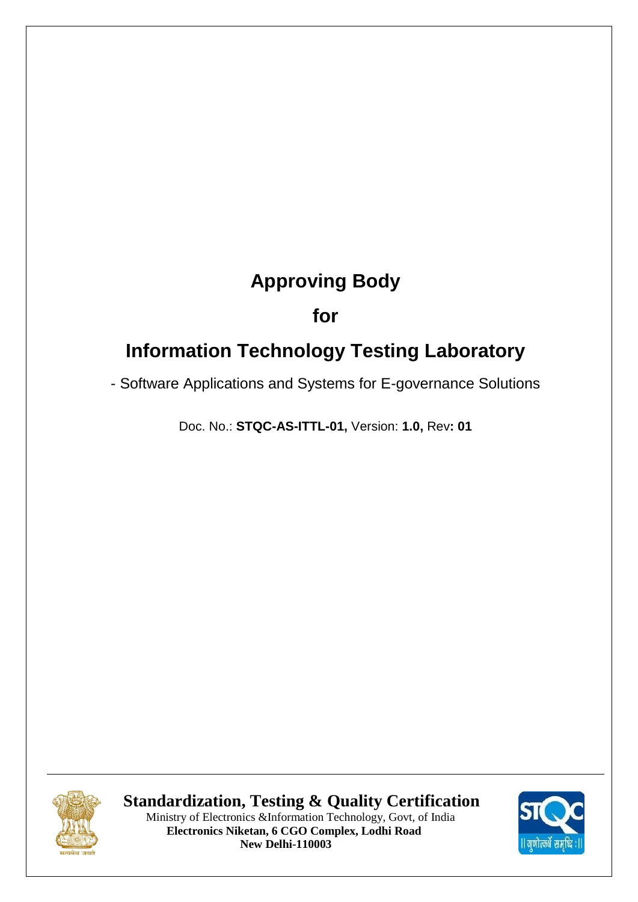# Approving Body

## for

# Information Technology Testing Laboratory

- Software Applications and Systems for E-governance Solutions

Doc. No.: **STQC-AS-ITTL-01,** Version: **1.0,** Rev**: 01**

**Standardization, Testing & Quality Certification**

Ministry of Electronics &Information Technology, Govt, of India

**Electronics Niketan, 6 CGO Complex, Lodhi Road**

**New Delhi-110003**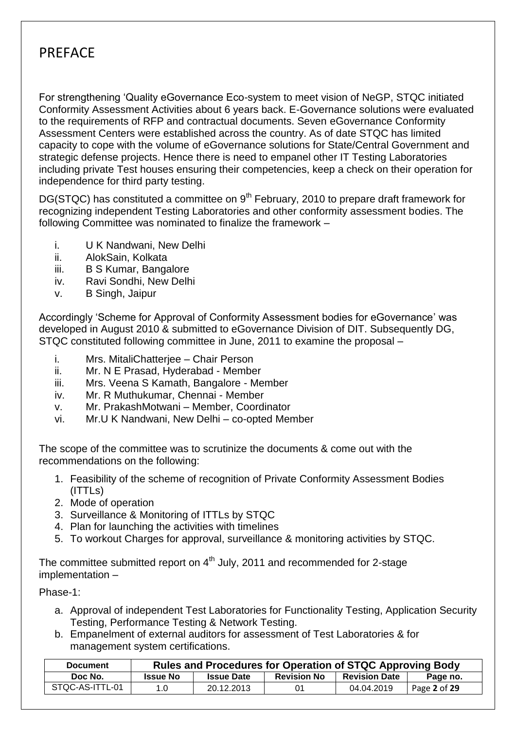# PREFACE

For strengthening 'Quality eGovernance Eco-system to meet vision of NeGP, STQC initiated Conformity Assessment Activities about 6 years back. E-Governance solutions were evaluated to the requirements of RFP and contractual documents. Seven eGovernance Conformity Assessment Centers were established across the country. As of date STQC has limited capacity to cope with the volume of eGovernance solutions for State/Central Government and strategic defense projects. Hence there is need to empanel other IT Testing Laboratories including private Test houses ensuring their competencies, keep a check on their operation for independence for third party testing.

DG(STQC) has constituted a committee on 9th February, 2010 to prepare draft framework for recognizing independent Testing Laboratories and other conformity assessment bodies. The following Committee was nominated to finalize the framework –

- i. U K Nandwani, New Delhi
- ii. AlokSain, Kolkata
- iii. B S Kumar, Bangalore
- iv. Ravi Sondhi, New Delhi
- v. B Singh, Jaipur

Accordingly 'Scheme for Approval of Conformity Assessment bodies for eGovernance' was developed in August 2010 & submitted to eGovernance Division of DIT. Subsequently DG, STQC constituted following committee in June, 2011 to examine the proposal –

- i. Mrs. MitaliChatterjee – Chair Person
- ii. Mr. N E Prasad, Hyderabad - Member
- iii. Mrs. Veena S Kamath, Bangalore - Member
- iv. Mr. R Muthukumar, Chennai - Member
- v. Mr. PrakashMotwani – Member, Coordinator
- vi. Mr.U K Nandwani, New Delhi – co-opted Member

The scope of the committee was to scrutinize the documents & come out with the recommendations on the following:

1. Feasibility of the scheme of recognition of Private Conformity Assessment Bodies (ITTLs)
2. Mode of operation
3. Surveillance & Monitoring of ITTLs by STQC
4. Plan for launching the activities with timelines
5. To workout Charges for approval, surveillance & monitoring activities by STQC.

The committee submitted report on 4th July, 2011 and recommended for 2-stage implementation –

Phase-1:

a. Approval of independent Test Laboratories for Functionality Testing, Application Security Testing, Performance Testing & Network Testing.
b. Empanelment of external auditors for assessment of Test Laboratories & for management system certifications.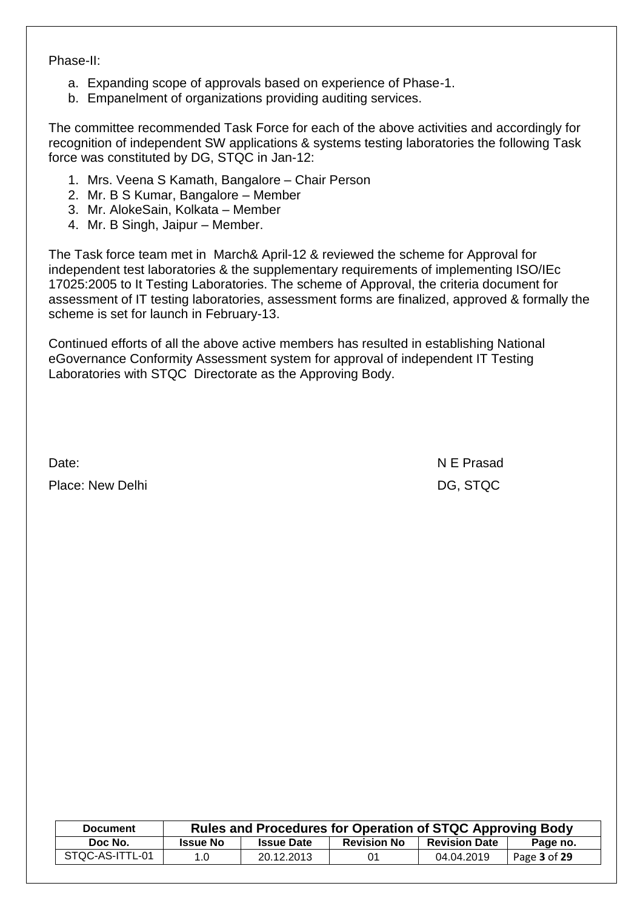Phase-II:

a. Expanding scope of approvals based on experience of Phase-1.
b. Empanelment of organizations providing auditing services.

The committee recommended Task Force for each of the above activities and accordingly for recognition of independent SW applications & systems testing laboratories the following Task force was constituted by DG, STQC in Jan-12:

1. Mrs. Veena S Kamath, Bangalore – Chair Person
2. Mr. B S Kumar, Bangalore – Member
3. Mr. AlokeSain, Kolkata – Member
4. Mr. B Singh, Jaipur – Member.

The Task force team met in March& April-12 & reviewed the scheme for Approval for independent test laboratories & the supplementary requirements of implementing ISO/IEc 17025:2005 to It Testing Laboratories. The scheme of Approval, the criteria document for assessment of IT testing laboratories, assessment forms are finalized, approved & formally the scheme is set for launch in February-13.

Continued efforts of all the above active members has resulted in establishing National eGovernance Conformity Assessment system for approval of independent IT Testing Laboratories with STQC Directorate as the Approving Body.

Date: N E Prasad

Place: New Delhi DG, STQC

| Document | Rules and Procedures for Operation of STQC Approving Body | | | | |
|---|---|---|---|---|---|
| Doc No. | Issue No | Issue Date | Revision No | Revision Date | Page no. |
| STQC-AS-ITTL-01 | 1.0 | 20.12.2013 | 01 | 04.04.2019 | Page 3 of 29 |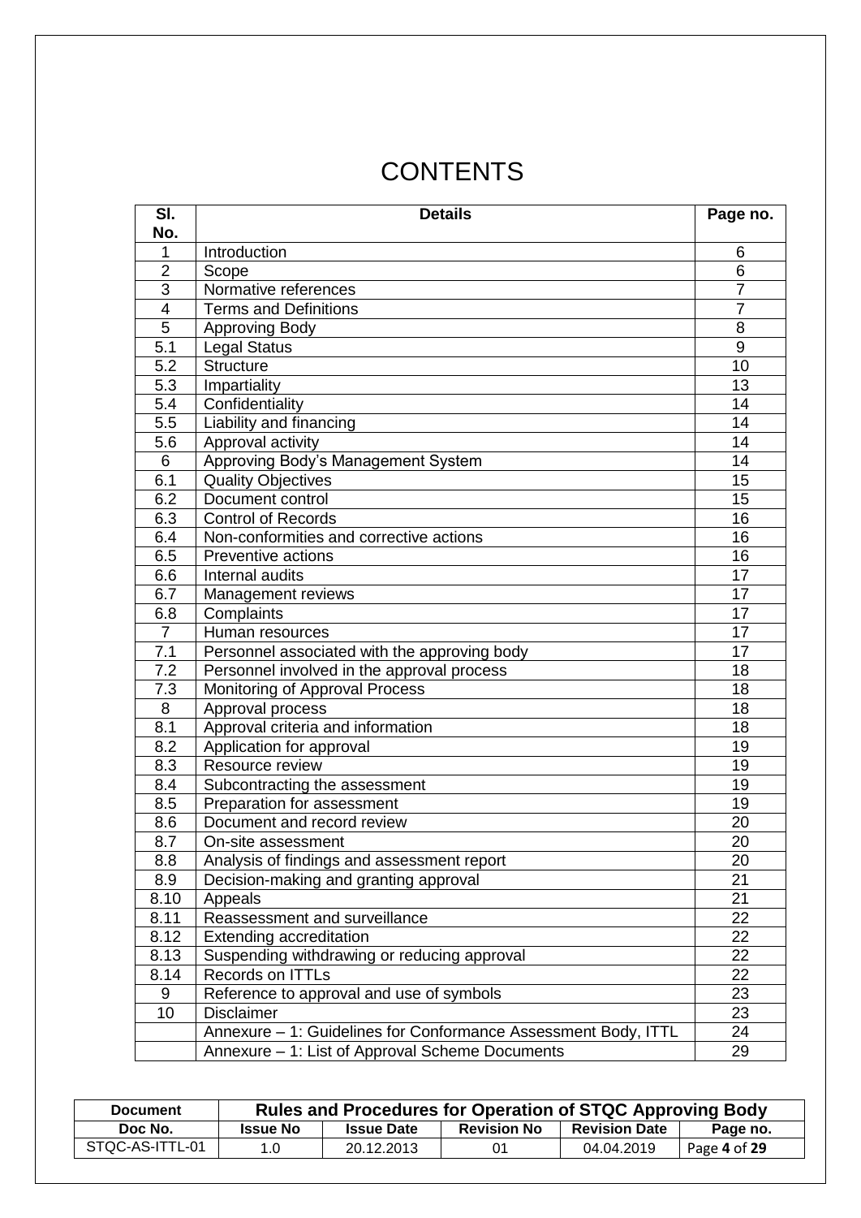# CONTENTS

| Sl. No. | Details | Page no. |
|---|---|---|
| 1 | Introduction | 6 |
| 2 | Scope | 6 |
| 3 | Normative references | 7 |
| 4 | Terms and Definitions | 7 |
| 5 | Approving Body | 8 |
| 5.1 | Legal Status | 9 |
| 5.2 | Structure | 10 |
| 5.3 | Impartiality | 13 |
| 5.4 | Confidentiality | 14 |
| 5.5 | Liability and financing | 14 |
| 5.6 | Approval activity | 14 |
| 6 | Approving Body's Management System | 14 |
| 6.1 | Quality Objectives | 15 |
| 6.2 | Document control | 15 |
| 6.3 | Control of Records | 16 |
| 6.4 | Non-conformities and corrective actions | 16 |
| 6.5 | Preventive actions | 16 |
| 6.6 | Internal audits | 17 |
| 6.7 | Management reviews | 17 |
| 6.8 | Complaints | 17 |
| 7 | Human resources | 17 |
| 7.1 | Personnel associated with the approving body | 17 |
| 7.2 | Personnel involved in the approval process | 18 |
| 7.3 | Monitoring of Approval Process | 18 |
| 8 | Approval process | 18 |
| 8.1 | Approval criteria and information | 18 |
| 8.2 | Application for approval | 19 |
| 8.3 | Resource review | 19 |
| 8.4 | Subcontracting the assessment | 19 |
| 8.5 | Preparation for assessment | 19 |
| 8.6 | Document and record review | 20 |
| 8.7 | On-site assessment | 20 |
| 8.8 | Analysis of findings and assessment report | 20 |
| 8.9 | Decision-making and granting approval | 21 |
| 8.10 | Appeals | 21 |
| 8.11 | Reassessment and surveillance | 22 |
| 8.12 | Extending accreditation | 22 |
| 8.13 | Suspending withdrawing or reducing approval | 22 |
| 8.14 | Records on ITTLs | 22 |
| 9 | Reference to approval and use of symbols | 23 |
| 10 | Disclaimer | 23 |
| | Annexure – 1: Guidelines for Conformance Assessment Body, ITTL | 24 |
| | Annexure – 1: List of Approval Scheme Documents | 29 |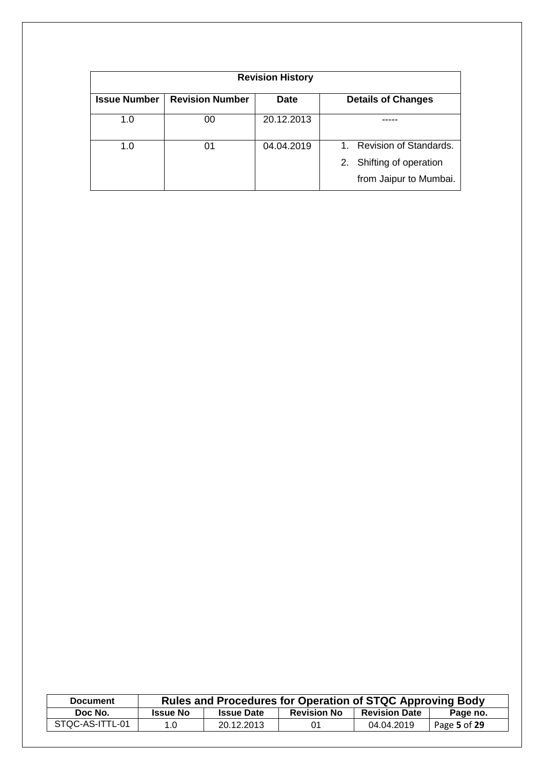| Revision History | | | |
|---|---|---|---|
| **Issue Number** | **Revision Number** | **Date** | **Details of Changes** |
| 1.0 | 00 | 20.12.2013 | ----- |
| 1.0 | 01 | 04.04.2019 | 1. Revision of Standards. 2. Shifting of operation from Jaipur to Mumbai. |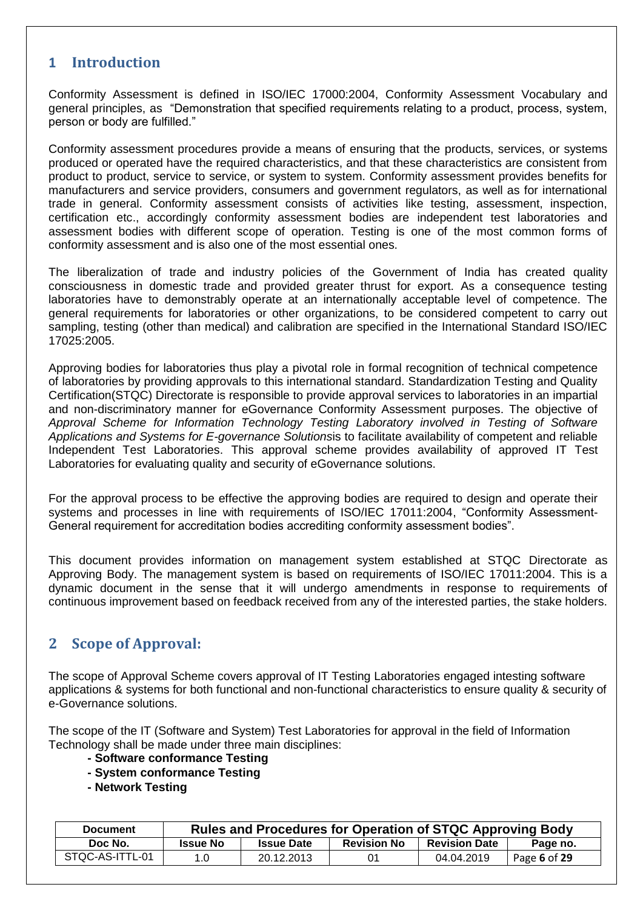## 1 Introduction

Conformity Assessment is defined in ISO/IEC 17000:2004, Conformity Assessment Vocabulary and general principles, as "Demonstration that specified requirements relating to a product, process, system, person or body are fulfilled."

Conformity assessment procedures provide a means of ensuring that the products, services, or systems produced or operated have the required characteristics, and that these characteristics are consistent from product to product, service to service, or system to system. Conformity assessment provides benefits for manufacturers and service providers, consumers and government regulators, as well as for international trade in general. Conformity assessment consists of activities like testing, assessment, inspection, certification etc., accordingly conformity assessment bodies are independent test laboratories and assessment bodies with different scope of operation. Testing is one of the most common forms of conformity assessment and is also one of the most essential ones.

The liberalization of trade and industry policies of the Government of India has created quality consciousness in domestic trade and provided greater thrust for export. As a consequence testing laboratories have to demonstrably operate at an internationally acceptable level of competence. The general requirements for laboratories or other organizations, to be considered competent to carry out sampling, testing (other than medical) and calibration are specified in the International Standard ISO/IEC 17025:2005.

Approving bodies for laboratories thus play a pivotal role in formal recognition of technical competence of laboratories by providing approvals to this international standard. Standardization Testing and Quality Certification(STQC) Directorate is responsible to provide approval services to laboratories in an impartial and non-discriminatory manner for eGovernance Conformity Assessment purposes. The objective of *Approval Scheme for Information Technology Testing Laboratory involved in Testing of Software Applications and Systems for E-governance Solutions*is to facilitate availability of competent and reliable Independent Test Laboratories. This approval scheme provides availability of approved IT Test Laboratories for evaluating quality and security of eGovernance solutions.

For the approval process to be effective the approving bodies are required to design and operate their systems and processes in line with requirements of ISO/IEC 17011:2004, "Conformity Assessment- General requirement for accreditation bodies accrediting conformity assessment bodies".

This document provides information on management system established at STQC Directorate as Approving Body. The management system is based on requirements of ISO/IEC 17011:2004. This is a dynamic document in the sense that it will undergo amendments in response to requirements of continuous improvement based on feedback received from any of the interested parties, the stake holders.

## 2 Scope of Approval:

The scope of Approval Scheme covers approval of IT Testing Laboratories engaged intesting software applications & systems for both functional and non-functional characteristics to ensure quality & security of e-Governance solutions.

The scope of the IT (Software and System) Test Laboratories for approval in the field of Information Technology shall be made under three main disciplines:

- **Software conformance Testing**
- **System conformance Testing**
- **Network Testing**

| Document | Rules and Procedures for Operation of STQC Approving Body | | | | |
|---|---|---|---|---|---|
| Doc No. | Issue No | Issue Date | Revision No | Revision Date | Page no. |
| STQC-AS-ITTL-01 | 1.0 | 20.12.2013 | 01 | 04.04.2019 | Page 6 of 29 |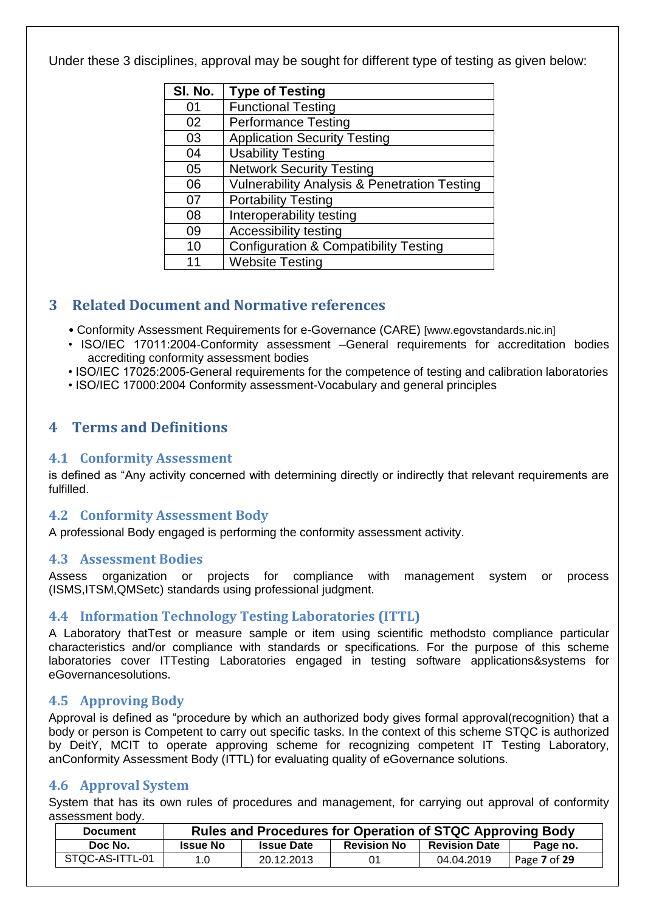Under these 3 disciplines, approval may be sought for different type of testing as given below:

| Sl. No. | Type of Testing |
|---|---|
| 01 | Functional Testing |
| 02 | Performance Testing |
| 03 | Application Security Testing |
| 04 | Usability Testing |
| 05 | Network Security Testing |
| 06 | Vulnerability Analysis & Penetration Testing |
| 07 | Portability Testing |
| 08 | Interoperability testing |
| 09 | Accessibility testing |
| 10 | Configuration & Compatibility Testing |
| 11 | Website Testing |

# 3 Related Document and Normative references

- Conformity Assessment Requirements for e-Governance (CARE) [www.egovstandards.nic.in]
- ISO/IEC 17011:2004-Conformity assessment –General requirements for accreditation bodies accrediting conformity assessment bodies
- ISO/IEC 17025:2005-General requirements for the competence of testing and calibration laboratories
- ISO/IEC 17000:2004 Conformity assessment-Vocabulary and general principles

# 4 Terms and Definitions

## 4.1 Conformity Assessment

is defined as "Any activity concerned with determining directly or indirectly that relevant requirements are fulfilled.

## 4.2 Conformity Assessment Body

A professional Body engaged is performing the conformity assessment activity.

## 4.3 Assessment Bodies

Assess organization or projects for compliance with management system or process (ISMS,ITSM,QMSetc) standards using professional judgment.

## 4.4 Information Technology Testing Laboratories (ITTL)

A Laboratory thatTest or measure sample or item using scientific methodsto compliance particular characteristics and/or compliance with standards or specifications. For the purpose of this scheme laboratories cover ITTesting Laboratories engaged in testing software applications&systems for eGovernancesolutions.

## 4.5 Approving Body

Approval is defined as "procedure by which an authorized body gives formal approval(recognition) that a body or person is Competent to carry out specific tasks. In the context of this scheme STQC is authorized by DeitY, MCIT to operate approving scheme for recognizing competent IT Testing Laboratory, anConformity Assessment Body (ITTL) for evaluating quality of eGovernance solutions.

## 4.6 Approval System

System that has its own rules of procedures and management, for carrying out approval of conformity assessment body.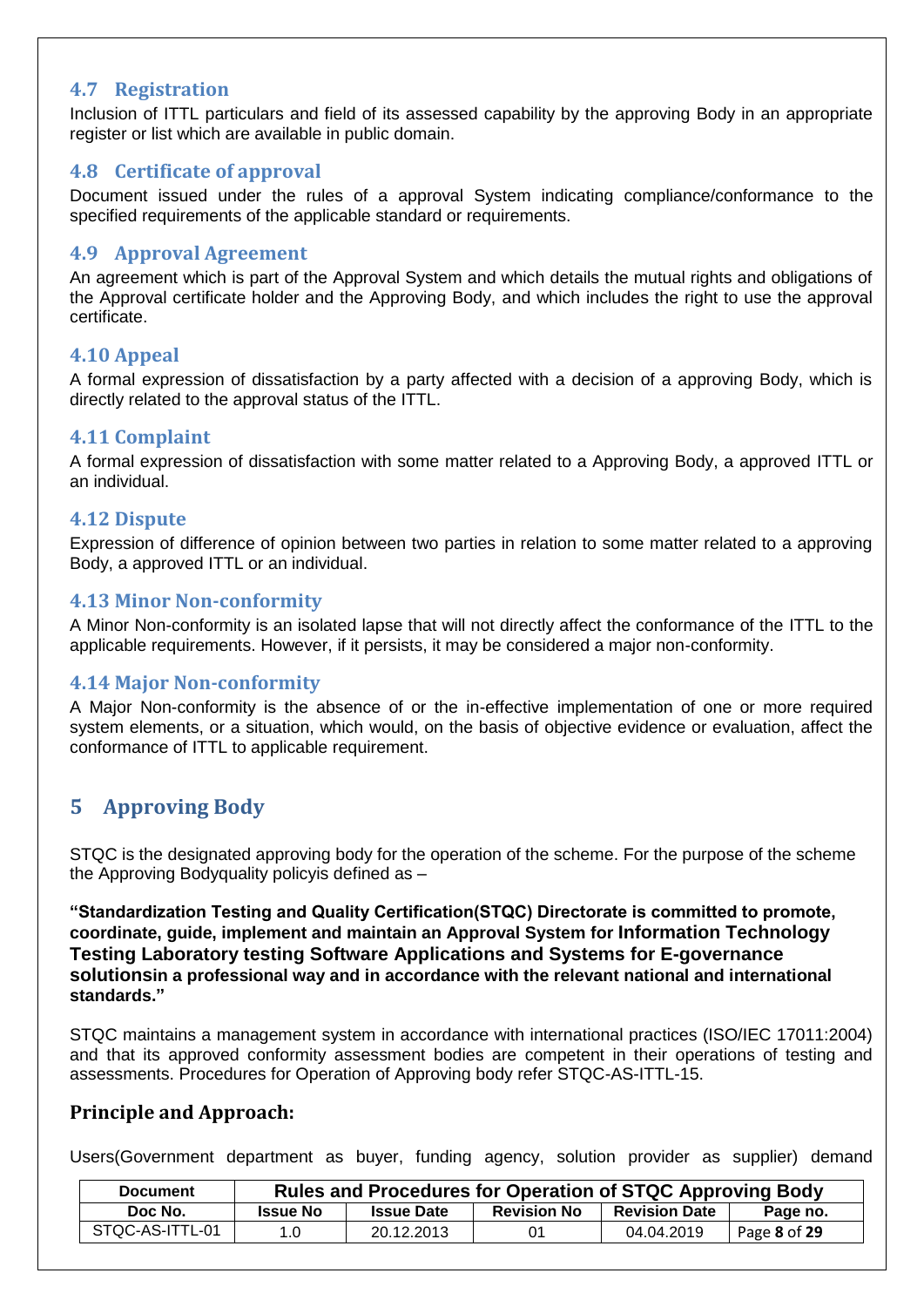### 4.7 Registration

Inclusion of ITTL particulars and field of its assessed capability by the approving Body in an appropriate register or list which are available in public domain.

### 4.8 Certificate of approval

Document issued under the rules of a approval System indicating compliance/conformance to the specified requirements of the applicable standard or requirements.

### 4.9 Approval Agreement

An agreement which is part of the Approval System and which details the mutual rights and obligations of the Approval certificate holder and the Approving Body, and which includes the right to use the approval certificate.

### 4.10 Appeal

A formal expression of dissatisfaction by a party affected with a decision of a approving Body, which is directly related to the approval status of the ITTL.

### 4.11 Complaint

A formal expression of dissatisfaction with some matter related to a Approving Body, a approved ITTL or an individual.

### 4.12 Dispute

Expression of difference of opinion between two parties in relation to some matter related to a approving Body, a approved ITTL or an individual.

### 4.13 Minor Non-conformity

A Minor Non-conformity is an isolated lapse that will not directly affect the conformance of the ITTL to the applicable requirements. However, if it persists, it may be considered a major non-conformity.

### 4.14 Major Non-conformity

A Major Non-conformity is the absence of or the in-effective implementation of one or more required system elements, or a situation, which would, on the basis of objective evidence or evaluation, affect the conformance of ITTL to applicable requirement.

## 5 Approving Body

STQC is the designated approving body for the operation of the scheme. For the purpose of the scheme the Approving Bodyquality policyis defined as –

**"Standardization Testing and Quality Certification(STQC) Directorate is committed to promote, coordinate, guide, implement and maintain an Approval System for Information Technology Testing Laboratory testing Software Applications and Systems for E-governance solutionsin a professional way and in accordance with the relevant national and international standards."**

STQC maintains a management system in accordance with international practices (ISO/IEC 17011:2004) and that its approved conformity assessment bodies are competent in their operations of testing and assessments. Procedures for Operation of Approving body refer STQC-AS-ITTL-15.

### Principle and Approach:

Users(Government department as buyer, funding agency, solution provider as supplier) demand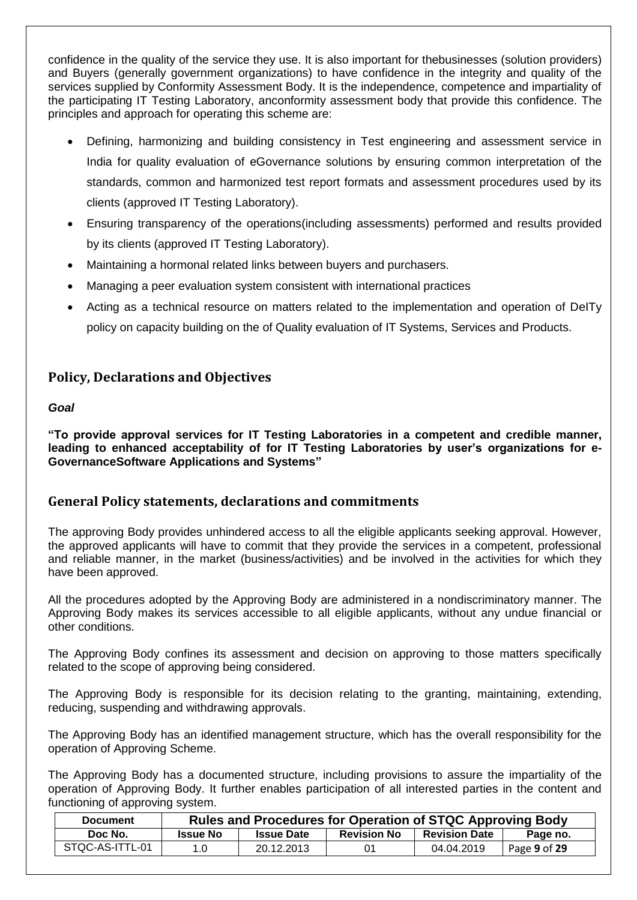confidence in the quality of the service they use. It is also important for thebusinesses (solution providers) and Buyers (generally government organizations) to have confidence in the integrity and quality of the services supplied by Conformity Assessment Body. It is the independence, competence and impartiality of the participating IT Testing Laboratory, anconformity assessment body that provide this confidence. The principles and approach for operating this scheme are:

- Defining, harmonizing and building consistency in Test engineering and assessment service in India for quality evaluation of eGovernance solutions by ensuring common interpretation of the standards, common and harmonized test report formats and assessment procedures used by its clients (approved IT Testing Laboratory).
- Ensuring transparency of the operations(including assessments) performed and results provided by its clients (approved IT Testing Laboratory).
- Maintaining a hormonal related links between buyers and purchasers.
- Managing a peer evaluation system consistent with international practices
- Acting as a technical resource on matters related to the implementation and operation of DeITy policy on capacity building on the of Quality evaluation of IT Systems, Services and Products.

## Policy, Declarations and Objectives

***Goal***

**"To provide approval services for IT Testing Laboratories in a competent and credible manner, leading to enhanced acceptability of for IT Testing Laboratories by user's organizations for e-GovernanceSoftware Applications and Systems"**

## General Policy statements, declarations and commitments

The approving Body provides unhindered access to all the eligible applicants seeking approval. However, the approved applicants will have to commit that they provide the services in a competent, professional and reliable manner, in the market (business/activities) and be involved in the activities for which they have been approved.

All the procedures adopted by the Approving Body are administered in a nondiscriminatory manner. The Approving Body makes its services accessible to all eligible applicants, without any undue financial or other conditions.

The Approving Body confines its assessment and decision on approving to those matters specifically related to the scope of approving being considered.

The Approving Body is responsible for its decision relating to the granting, maintaining, extending, reducing, suspending and withdrawing approvals.

The Approving Body has an identified management structure, which has the overall responsibility for the operation of Approving Scheme.

The Approving Body has a documented structure, including provisions to assure the impartiality of the operation of Approving Body. It further enables participation of all interested parties in the content and functioning of approving system.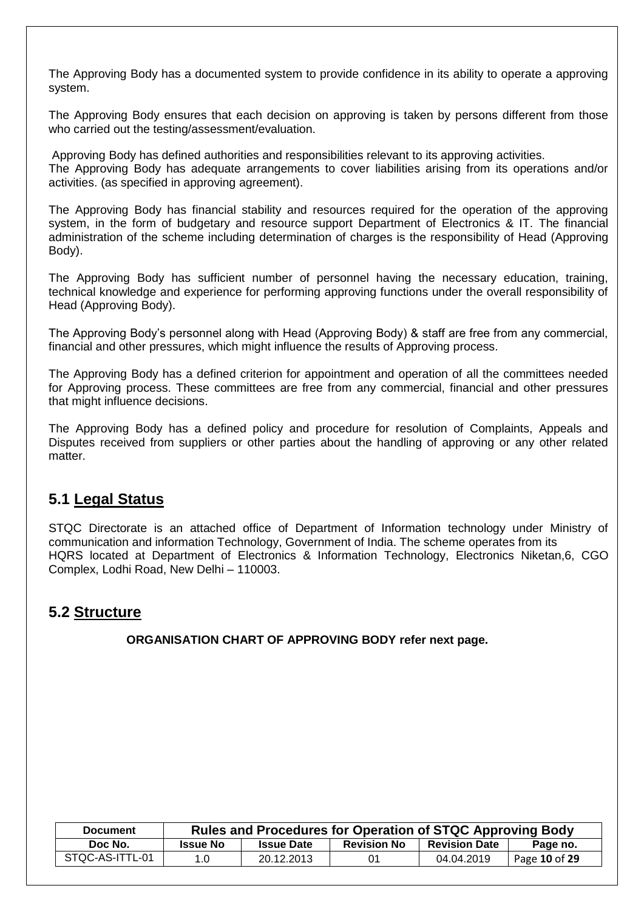The Approving Body has a documented system to provide confidence in its ability to operate a approving system.

The Approving Body ensures that each decision on approving is taken by persons different from those who carried out the testing/assessment/evaluation.

Approving Body has defined authorities and responsibilities relevant to its approving activities.
The Approving Body has adequate arrangements to cover liabilities arising from its operations and/or activities. (as specified in approving agreement).

The Approving Body has financial stability and resources required for the operation of the approving system, in the form of budgetary and resource support Department of Electronics & IT. The financial administration of the scheme including determination of charges is the responsibility of Head (Approving Body).

The Approving Body has sufficient number of personnel having the necessary education, training, technical knowledge and experience for performing approving functions under the overall responsibility of Head (Approving Body).

The Approving Body's personnel along with Head (Approving Body) & staff are free from any commercial, financial and other pressures, which might influence the results of Approving process.

The Approving Body has a defined criterion for appointment and operation of all the committees needed for Approving process. These committees are free from any commercial, financial and other pressures that might influence decisions.

The Approving Body has a defined policy and procedure for resolution of Complaints, Appeals and Disputes received from suppliers or other parties about the handling of approving or any other related matter.

## 5.1 Legal Status

STQC Directorate is an attached office of Department of Information technology under Ministry of communication and information Technology, Government of India. The scheme operates from its HQRS located at Department of Electronics & Information Technology, Electronics Niketan,6, CGO Complex, Lodhi Road, New Delhi – 110003.

## 5.2 Structure

**ORGANISATION CHART OF APPROVING BODY refer next page.**

| Document | Rules and Procedures for Operation of STQC Approving Body | | | | |
|---|---|---|---|---|---|
| Doc No. | Issue No | Issue Date | Revision No | Revision Date | Page no. |
| STQC-AS-ITTL-01 | 1.0 | 20.12.2013 | 01 | 04.04.2019 | Page 10 of 29 |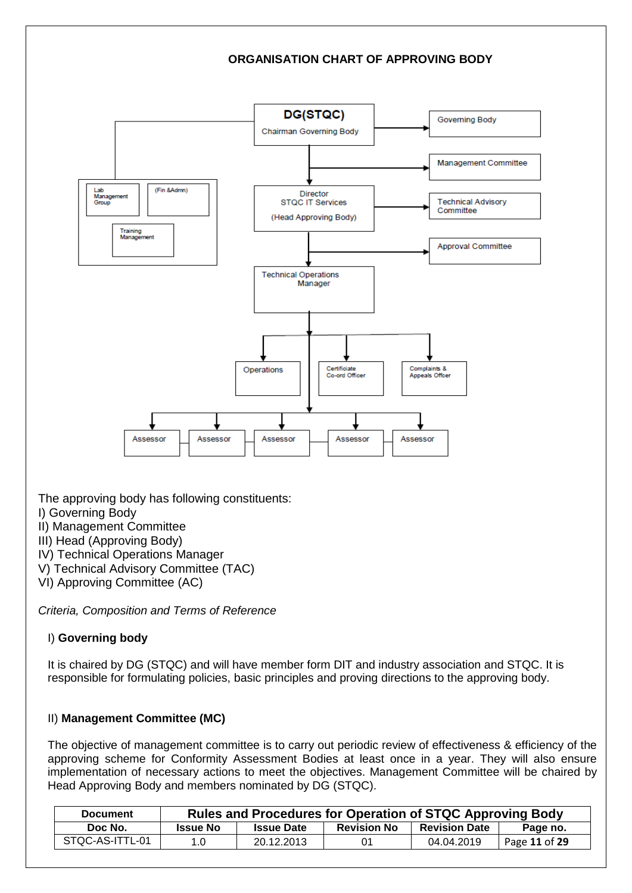## ORGANISATION CHART OF APPROVING BODY

DG(STQC)
Chairman Governing Body

Governing Body

Management Committee

Lab Management Group

(Fin &Admn)

Training Management

Director
STQC IT Services
(Head Approving Body)

Technical Advisory Committee

Approval Committee

Technical Operations Manager

Operations

Certificiate Co-ord Officer

Complaints & Appeals Officer

Assessor | Assessor | Assessor | Assessor | Assessor

The approving body has following constituents:

I) Governing Body
II) Management Committee
III) Head (Approving Body)
IV) Technical Operations Manager
V) Technical Advisory Committee (TAC)
VI) Approving Committee (AC)

*Criteria, Composition and Terms of Reference*

I) **Governing body**

It is chaired by DG (STQC) and will have member form DIT and industry association and STQC. It is responsible for formulating policies, basic principles and proving directions to the approving body.

II) **Management Committee (MC)**

The objective of management committee is to carry out periodic review of effectiveness & efficiency of the approving scheme for Conformity Assessment Bodies at least once in a year. They will also ensure implementation of necessary actions to meet the objectives. Management Committee will be chaired by Head Approving Body and members nominated by DG (STQC).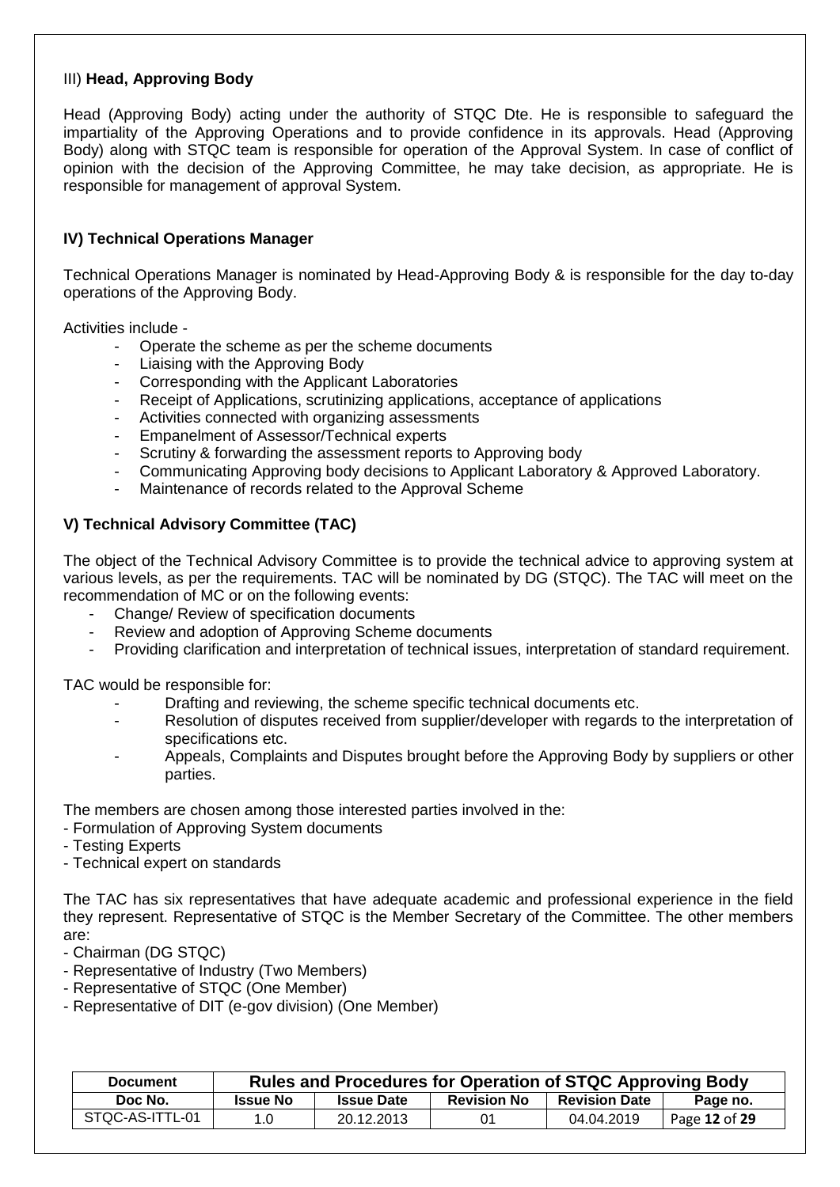III) **Head, Approving Body**

Head (Approving Body) acting under the authority of STQC Dte. He is responsible to safeguard the impartiality of the Approving Operations and to provide confidence in its approvals. Head (Approving Body) along with STQC team is responsible for operation of the Approval System. In case of conflict of opinion with the decision of the Approving Committee, he may take decision, as appropriate. He is responsible for management of approval System.

**IV) Technical Operations Manager**

Technical Operations Manager is nominated by Head-Approving Body & is responsible for the day to-day operations of the Approving Body.

Activities include -

- Operate the scheme as per the scheme documents
- Liaising with the Approving Body
- Corresponding with the Applicant Laboratories
- Receipt of Applications, scrutinizing applications, acceptance of applications
- Activities connected with organizing assessments
- Empanelment of Assessor/Technical experts
- Scrutiny & forwarding the assessment reports to Approving body
- Communicating Approving body decisions to Applicant Laboratory & Approved Laboratory.
- Maintenance of records related to the Approval Scheme

**V) Technical Advisory Committee (TAC)**

The object of the Technical Advisory Committee is to provide the technical advice to approving system at various levels, as per the requirements. TAC will be nominated by DG (STQC). The TAC will meet on the recommendation of MC or on the following events:

- Change/ Review of specification documents
- Review and adoption of Approving Scheme documents
- Providing clarification and interpretation of technical issues, interpretation of standard requirement.

TAC would be responsible for:

- Drafting and reviewing, the scheme specific technical documents etc.
- Resolution of disputes received from supplier/developer with regards to the interpretation of specifications etc.
- Appeals, Complaints and Disputes brought before the Approving Body by suppliers or other parties.

The members are chosen among those interested parties involved in the:

- Formulation of Approving System documents
- Testing Experts
- Technical expert on standards

The TAC has six representatives that have adequate academic and professional experience in the field they represent. Representative of STQC is the Member Secretary of the Committee. The other members are:

- Chairman (DG STQC)
- Representative of Industry (Two Members)
- Representative of STQC (One Member)
- Representative of DIT (e-gov division) (One Member)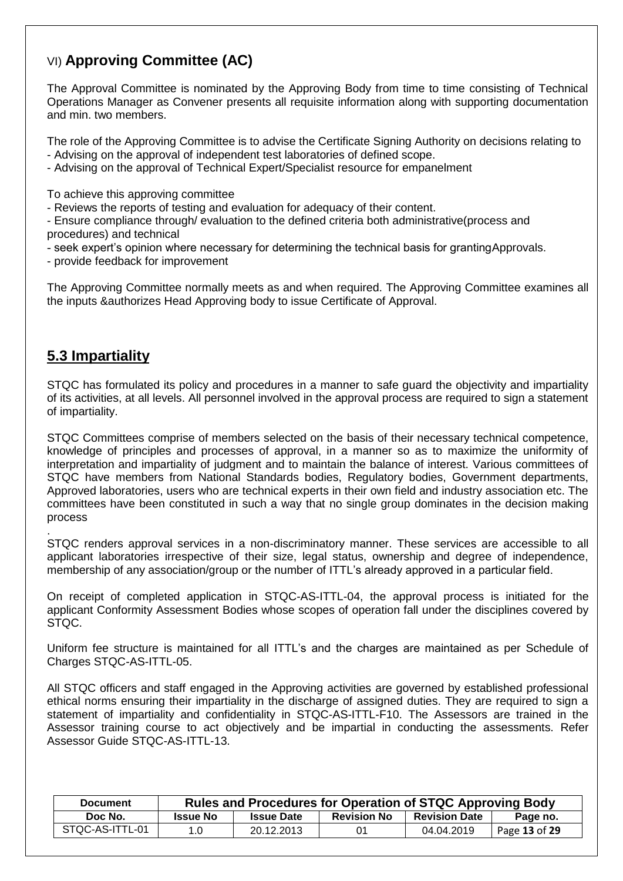### VI) **Approving Committee (AC)**

The Approval Committee is nominated by the Approving Body from time to time consisting of Technical Operations Manager as Convener presents all requisite information along with supporting documentation and min. two members.

The role of the Approving Committee is to advise the Certificate Signing Authority on decisions relating to
- Advising on the approval of independent test laboratories of defined scope.
- Advising on the approval of Technical Expert/Specialist resource for empanelment

To achieve this approving committee
- Reviews the reports of testing and evaluation for adequacy of their content.
- Ensure compliance through/ evaluation to the defined criteria both administrative(process and procedures) and technical
- seek expert's opinion where necessary for determining the technical basis for grantingApprovals.
- provide feedback for improvement

The Approving Committee normally meets as and when required. The Approving Committee examines all the inputs &authorizes Head Approving body to issue Certificate of Approval.

## 5.3 Impartiality

STQC has formulated its policy and procedures in a manner to safe guard the objectivity and impartiality of its activities, at all levels. All personnel involved in the approval process are required to sign a statement of impartiality.

STQC Committees comprise of members selected on the basis of their necessary technical competence, knowledge of principles and processes of approval, in a manner so as to maximize the uniformity of interpretation and impartiality of judgment and to maintain the balance of interest. Various committees of STQC have members from National Standards bodies, Regulatory bodies, Government departments, Approved laboratories, users who are technical experts in their own field and industry association etc. The committees have been constituted in such a way that no single group dominates in the decision making process

.
STQC renders approval services in a non-discriminatory manner. These services are accessible to all applicant laboratories irrespective of their size, legal status, ownership and degree of independence, membership of any association/group or the number of ITTL's already approved in a particular field.

On receipt of completed application in STQC-AS-ITTL-04, the approval process is initiated for the applicant Conformity Assessment Bodies whose scopes of operation fall under the disciplines covered by STQC.

Uniform fee structure is maintained for all ITTL's and the charges are maintained as per Schedule of Charges STQC-AS-ITTL-05.

All STQC officers and staff engaged in the Approving activities are governed by established professional ethical norms ensuring their impartiality in the discharge of assigned duties. They are required to sign a statement of impartiality and confidentiality in STQC-AS-ITTL-F10. The Assessors are trained in the Assessor training course to act objectively and be impartial in conducting the assessments. Refer Assessor Guide STQC-AS-ITTL-13.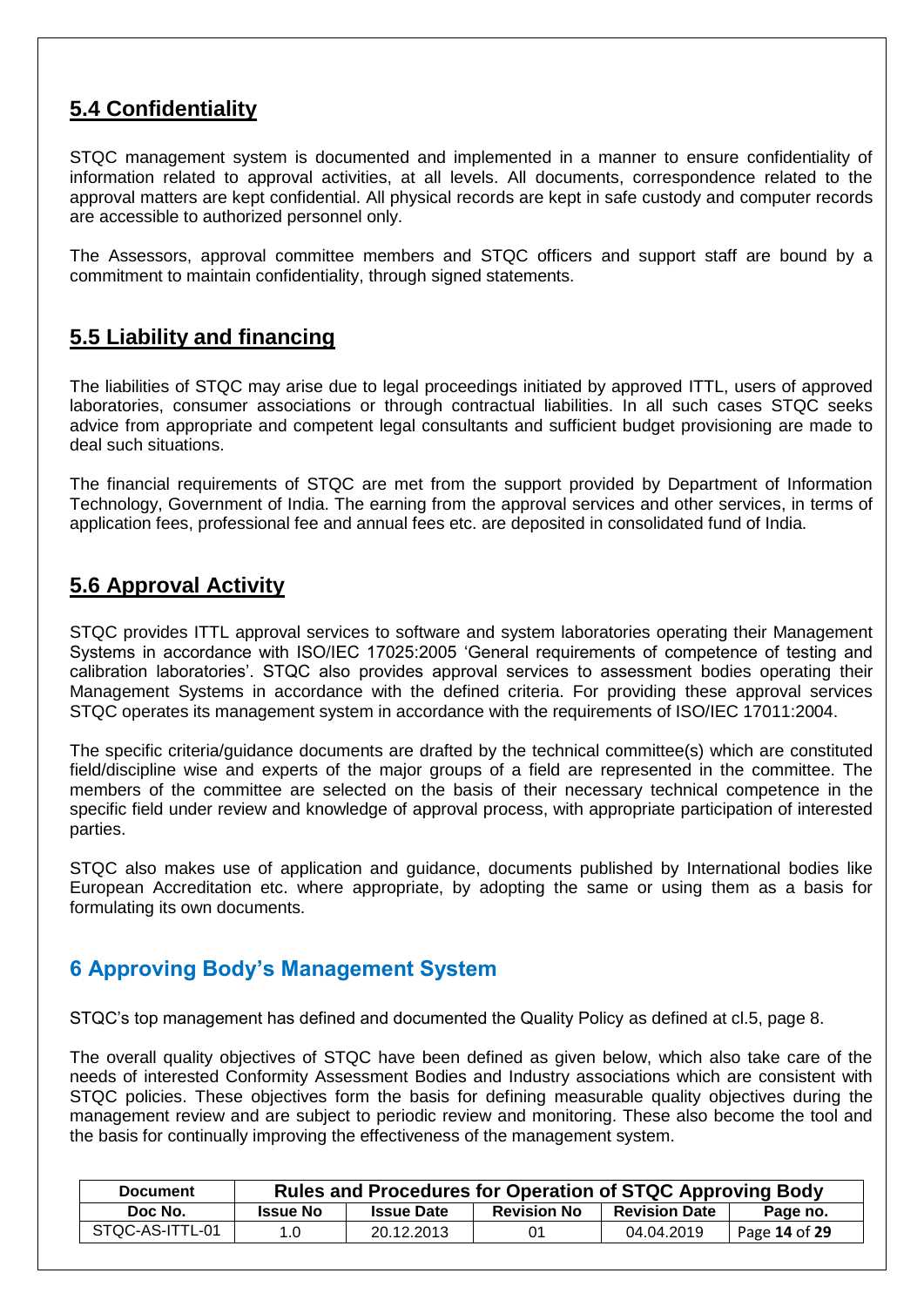## 5.4 Confidentiality

STQC management system is documented and implemented in a manner to ensure confidentiality of information related to approval activities, at all levels. All documents, correspondence related to the approval matters are kept confidential. All physical records are kept in safe custody and computer records are accessible to authorized personnel only.

The Assessors, approval committee members and STQC officers and support staff are bound by a commitment to maintain confidentiality, through signed statements.

## 5.5 Liability and financing

The liabilities of STQC may arise due to legal proceedings initiated by approved ITTL, users of approved laboratories, consumer associations or through contractual liabilities. In all such cases STQC seeks advice from appropriate and competent legal consultants and sufficient budget provisioning are made to deal such situations.

The financial requirements of STQC are met from the support provided by Department of Information Technology, Government of India. The earning from the approval services and other services, in terms of application fees, professional fee and annual fees etc. are deposited in consolidated fund of India.

## 5.6 Approval Activity

STQC provides ITTL approval services to software and system laboratories operating their Management Systems in accordance with ISO/IEC 17025:2005 'General requirements of competence of testing and calibration laboratories'. STQC also provides approval services to assessment bodies operating their Management Systems in accordance with the defined criteria. For providing these approval services STQC operates its management system in accordance with the requirements of ISO/IEC 17011:2004.

The specific criteria/guidance documents are drafted by the technical committee(s) which are constituted field/discipline wise and experts of the major groups of a field are represented in the committee. The members of the committee are selected on the basis of their necessary technical competence in the specific field under review and knowledge of approval process, with appropriate participation of interested parties.

STQC also makes use of application and guidance, documents published by International bodies like European Accreditation etc. where appropriate, by adopting the same or using them as a basis for formulating its own documents.

# 6 Approving Body's Management System

STQC's top management has defined and documented the Quality Policy as defined at cl.5, page 8.

The overall quality objectives of STQC have been defined as given below, which also take care of the needs of interested Conformity Assessment Bodies and Industry associations which are consistent with STQC policies. These objectives form the basis for defining measurable quality objectives during the management review and are subject to periodic review and monitoring. These also become the tool and the basis for continually improving the effectiveness of the management system.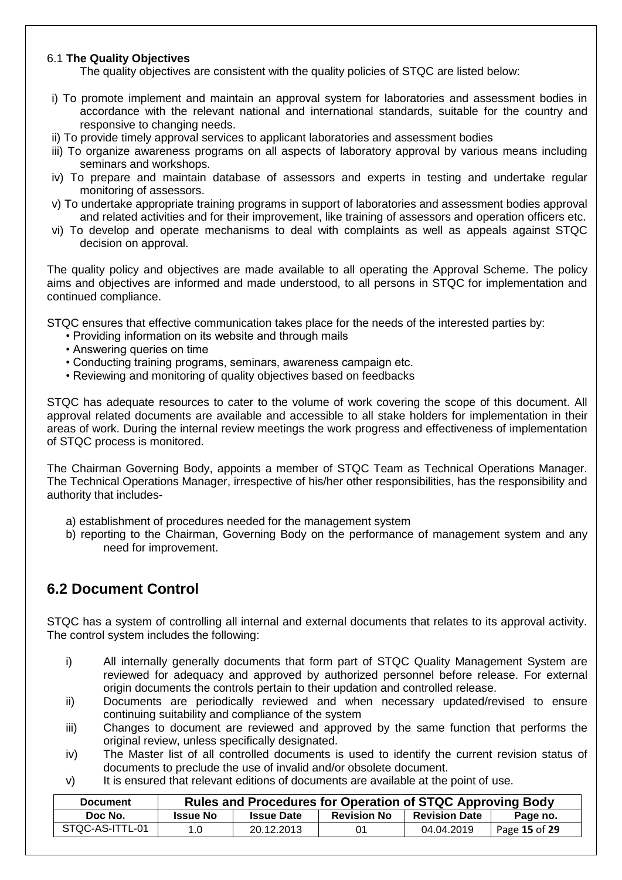### 6.1 **The Quality Objectives**

The quality objectives are consistent with the quality policies of STQC are listed below:

i) To promote implement and maintain an approval system for laboratories and assessment bodies in accordance with the relevant national and international standards, suitable for the country and responsive to changing needs.
ii) To provide timely approval services to applicant laboratories and assessment bodies
iii) To organize awareness programs on all aspects of laboratory approval by various means including seminars and workshops.
iv) To prepare and maintain database of assessors and experts in testing and undertake regular monitoring of assessors.
v) To undertake appropriate training programs in support of laboratories and assessment bodies approval and related activities and for their improvement, like training of assessors and operation officers etc.
vi) To develop and operate mechanisms to deal with complaints as well as appeals against STQC decision on approval.

The quality policy and objectives are made available to all operating the Approval Scheme. The policy aims and objectives are informed and made understood, to all persons in STQC for implementation and continued compliance.

STQC ensures that effective communication takes place for the needs of the interested parties by:

- Providing information on its website and through mails
- Answering queries on time
- Conducting training programs, seminars, awareness campaign etc.
- Reviewing and monitoring of quality objectives based on feedbacks

STQC has adequate resources to cater to the volume of work covering the scope of this document. All approval related documents are available and accessible to all stake holders for implementation in their areas of work. During the internal review meetings the work progress and effectiveness of implementation of STQC process is monitored.

The Chairman Governing Body, appoints a member of STQC Team as Technical Operations Manager. The Technical Operations Manager, irrespective of his/her other responsibilities, has the responsibility and authority that includes-

a) establishment of procedures needed for the management system
b) reporting to the Chairman, Governing Body on the performance of management system and any need for improvement.

## 6.2 Document Control

STQC has a system of controlling all internal and external documents that relates to its approval activity. The control system includes the following:

i) All internally generally documents that form part of STQC Quality Management System are reviewed for adequacy and approved by authorized personnel before release. For external origin documents the controls pertain to their updation and controlled release.
ii) Documents are periodically reviewed and when necessary updated/revised to ensure continuing suitability and compliance of the system
iii) Changes to document are reviewed and approved by the same function that performs the original review, unless specifically designated.
iv) The Master list of all controlled documents is used to identify the current revision status of documents to preclude the use of invalid and/or obsolete document.
v) It is ensured that relevant editions of documents are available at the point of use.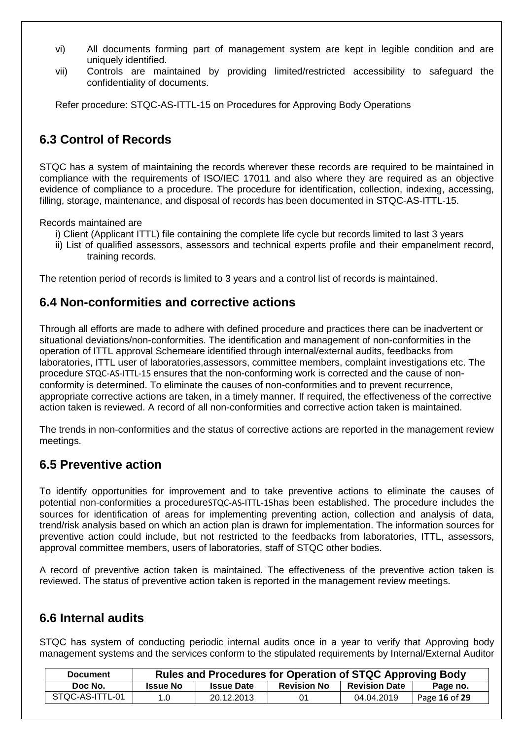vi) All documents forming part of management system are kept in legible condition and are uniquely identified.

vii) Controls are maintained by providing limited/restricted accessibility to safeguard the confidentiality of documents.

Refer procedure: STQC-AS-ITTL-15 on Procedures for Approving Body Operations

## 6.3 Control of Records

STQC has a system of maintaining the records wherever these records are required to be maintained in compliance with the requirements of ISO/IEC 17011 and also where they are required as an objective evidence of compliance to a procedure. The procedure for identification, collection, indexing, accessing, filling, storage, maintenance, and disposal of records has been documented in STQC-AS-ITTL-15.

Records maintained are

i) Client (Applicant ITTL) file containing the complete life cycle but records limited to last 3 years

ii) List of qualified assessors, assessors and technical experts profile and their empanelment record, training records.

The retention period of records is limited to 3 years and a control list of records is maintained.

## 6.4 Non-conformities and corrective actions

Through all efforts are made to adhere with defined procedure and practices there can be inadvertent or situational deviations/non-conformities. The identification and management of non-conformities in the operation of ITTL approval Schemeare identified through internal/external audits, feedbacks from laboratories, ITTL user of laboratories,assessors, committee members, complaint investigations etc. The procedure STQC-AS-ITTL-15 ensures that the non-conforming work is corrected and the cause of non-conformity is determined. To eliminate the causes of non-conformities and to prevent recurrence, appropriate corrective actions are taken, in a timely manner. If required, the effectiveness of the corrective action taken is reviewed. A record of all non-conformities and corrective action taken is maintained.

The trends in non-conformities and the status of corrective actions are reported in the management review meetings.

## 6.5 Preventive action

To identify opportunities for improvement and to take preventive actions to eliminate the causes of potential non-conformities a procedureSTQC-AS-ITTL-15has been established. The procedure includes the sources for identification of areas for implementing preventing action, collection and analysis of data, trend/risk analysis based on which an action plan is drawn for implementation. The information sources for preventive action could include, but not restricted to the feedbacks from laboratories, ITTL, assessors, approval committee members, users of laboratories, staff of STQC other bodies.

A record of preventive action taken is maintained. The effectiveness of the preventive action taken is reviewed. The status of preventive action taken is reported in the management review meetings.

## 6.6 Internal audits

STQC has system of conducting periodic internal audits once in a year to verify that Approving body management systems and the services conform to the stipulated requirements by Internal/External Auditor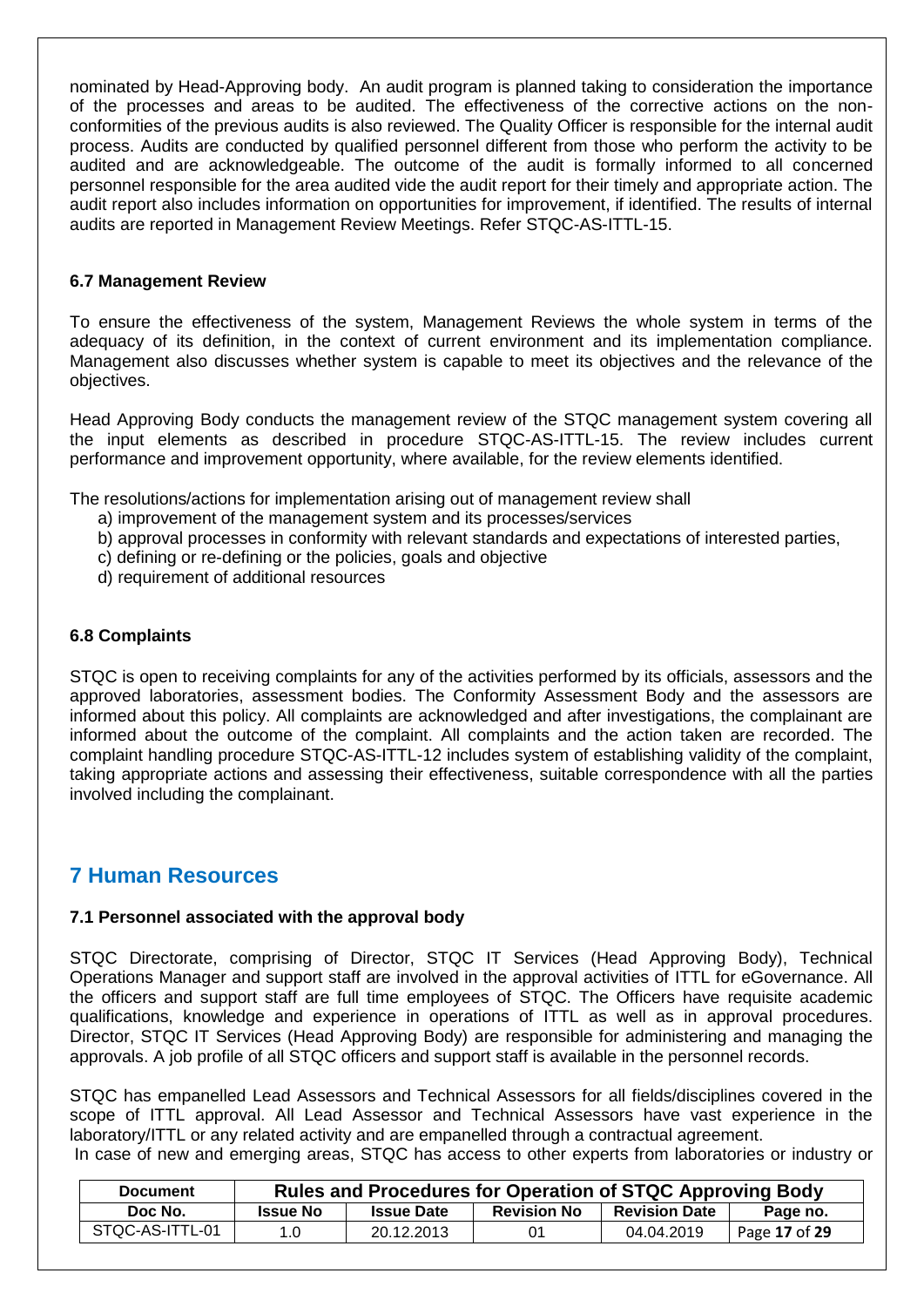nominated by Head-Approving body. An audit program is planned taking to consideration the importance of the processes and areas to be audited. The effectiveness of the corrective actions on the non-conformities of the previous audits is also reviewed. The Quality Officer is responsible for the internal audit process. Audits are conducted by qualified personnel different from those who perform the activity to be audited and are acknowledgeable. The outcome of the audit is formally informed to all concerned personnel responsible for the area audited vide the audit report for their timely and appropriate action. The audit report also includes information on opportunities for improvement, if identified. The results of internal audits are reported in Management Review Meetings. Refer STQC-AS-ITTL-15.

### 6.7 Management Review

To ensure the effectiveness of the system, Management Reviews the whole system in terms of the adequacy of its definition, in the context of current environment and its implementation compliance. Management also discusses whether system is capable to meet its objectives and the relevance of the objectives.

Head Approving Body conducts the management review of the STQC management system covering all the input elements as described in procedure STQC-AS-ITTL-15. The review includes current performance and improvement opportunity, where available, for the review elements identified.

The resolutions/actions for implementation arising out of management review shall

a) improvement of the management system and its processes/services
b) approval processes in conformity with relevant standards and expectations of interested parties,
c) defining or re-defining or the policies, goals and objective
d) requirement of additional resources

### 6.8 Complaints

STQC is open to receiving complaints for any of the activities performed by its officials, assessors and the approved laboratories, assessment bodies. The Conformity Assessment Body and the assessors are informed about this policy. All complaints are acknowledged and after investigations, the complainant are informed about the outcome of the complaint. All complaints and the action taken are recorded. The complaint handling procedure STQC-AS-ITTL-12 includes system of establishing validity of the complaint, taking appropriate actions and assessing their effectiveness, suitable correspondence with all the parties involved including the complainant.

## 7 Human Resources

### 7.1 Personnel associated with the approval body

STQC Directorate, comprising of Director, STQC IT Services (Head Approving Body), Technical Operations Manager and support staff are involved in the approval activities of ITTL for eGovernance. All the officers and support staff are full time employees of STQC. The Officers have requisite academic qualifications, knowledge and experience in operations of ITTL as well as in approval procedures. Director, STQC IT Services (Head Approving Body) are responsible for administering and managing the approvals. A job profile of all STQC officers and support staff is available in the personnel records.

STQC has empanelled Lead Assessors and Technical Assessors for all fields/disciplines covered in the scope of ITTL approval. All Lead Assessor and Technical Assessors have vast experience in the laboratory/ITTL or any related activity and are empanelled through a contractual agreement.
In case of new and emerging areas, STQC has access to other experts from laboratories or industry or

| Document | Rules and Procedures for Operation of STQC Approving Body | | | | |
|---|---|---|---|---|---|
| Doc No. | Issue No | Issue Date | Revision No | Revision Date | Page no. |
| STQC-AS-ITTL-01 | 1.0 | 20.12.2013 | 01 | 04.04.2019 | Page 17 of 29 |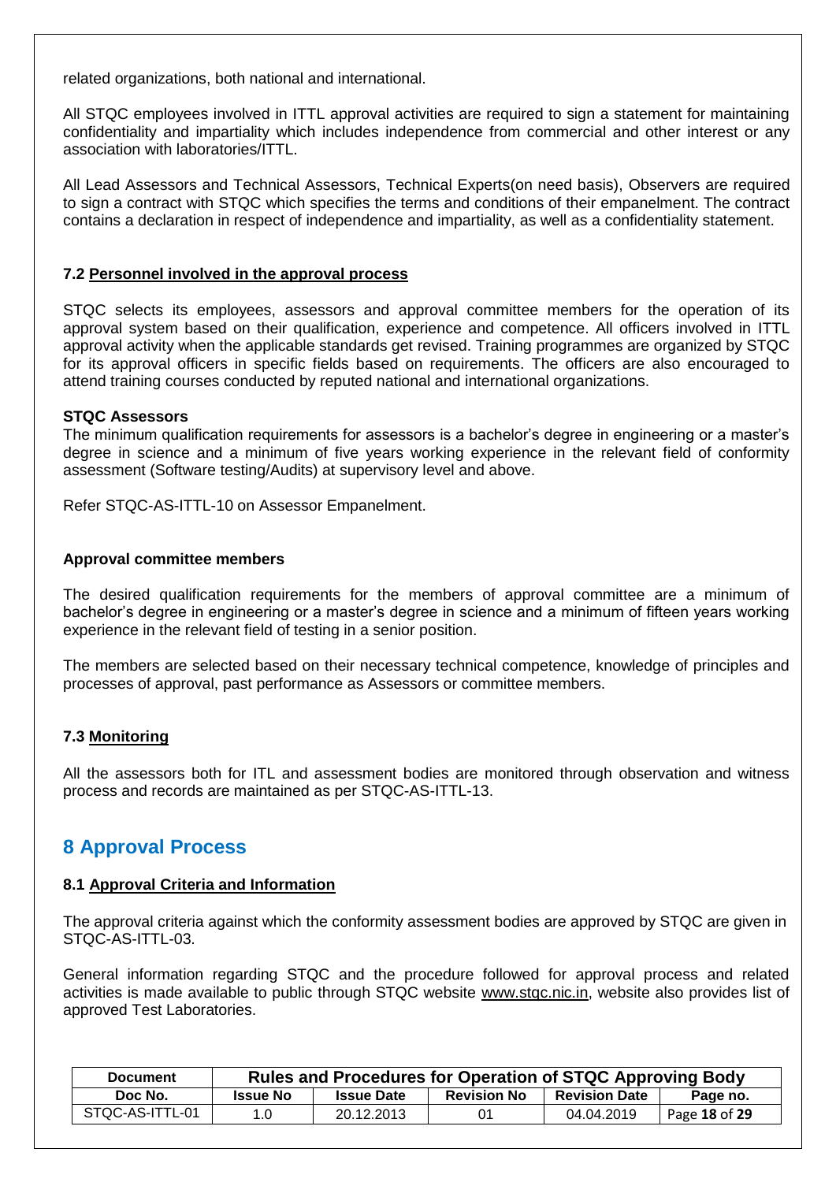related organizations, both national and international.

All STQC employees involved in ITTL approval activities are required to sign a statement for maintaining confidentiality and impartiality which includes independence from commercial and other interest or any association with laboratories/ITTL.

All Lead Assessors and Technical Assessors, Technical Experts(on need basis), Observers are required to sign a contract with STQC which specifies the terms and conditions of their empanelment. The contract contains a declaration in respect of independence and impartiality, as well as a confidentiality statement.

### 7.2 Personnel involved in the approval process

STQC selects its employees, assessors and approval committee members for the operation of its approval system based on their qualification, experience and competence. All officers involved in ITTL approval activity when the applicable standards get revised. Training programmes are organized by STQC for its approval officers in specific fields based on requirements. The officers are also encouraged to attend training courses conducted by reputed national and international organizations.

**STQC Assessors**

The minimum qualification requirements for assessors is a bachelor's degree in engineering or a master's degree in science and a minimum of five years working experience in the relevant field of conformity assessment (Software testing/Audits) at supervisory level and above.

Refer STQC-AS-ITTL-10 on Assessor Empanelment.

**Approval committee members**

The desired qualification requirements for the members of approval committee are a minimum of bachelor's degree in engineering or a master's degree in science and a minimum of fifteen years working experience in the relevant field of testing in a senior position.

The members are selected based on their necessary technical competence, knowledge of principles and processes of approval, past performance as Assessors or committee members.

### 7.3 Monitoring

All the assessors both for ITL and assessment bodies are monitored through observation and witness process and records are maintained as per STQC-AS-ITTL-13.

## 8 Approval Process

### 8.1 Approval Criteria and Information

The approval criteria against which the conformity assessment bodies are approved by STQC are given in STQC-AS-ITTL-03.

General information regarding STQC and the procedure followed for approval process and related activities is made available to public through STQC website www.stqc.nic.in, website also provides list of approved Test Laboratories.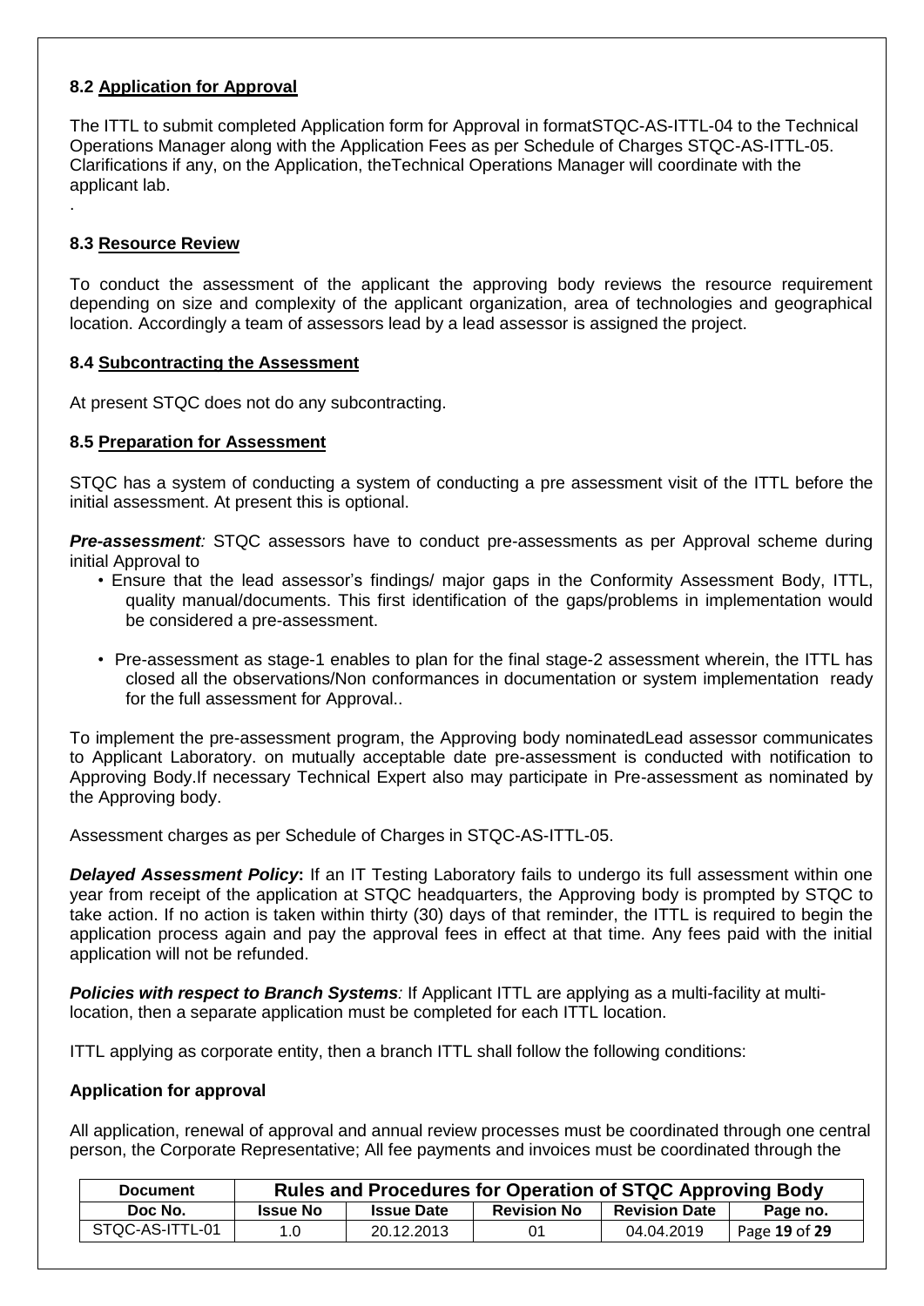### 8.2 Application for Approval

The ITTL to submit completed Application form for Approval in formatSTQC-AS-ITTL-04 to the Technical Operations Manager along with the Application Fees as per Schedule of Charges STQC-AS-ITTL-05. Clarifications if any, on the Application, theTechnical Operations Manager will coordinate with the applicant lab.

.

### 8.3 Resource Review

To conduct the assessment of the applicant the approving body reviews the resource requirement depending on size and complexity of the applicant organization, area of technologies and geographical location. Accordingly a team of assessors lead by a lead assessor is assigned the project.

### 8.4 Subcontracting the Assessment

At present STQC does not do any subcontracting.

### 8.5 Preparation for Assessment

STQC has a system of conducting a system of conducting a pre assessment visit of the ITTL before the initial assessment. At present this is optional.

***Pre-assessment**:* STQC assessors have to conduct pre-assessments as per Approval scheme during initial Approval to

- Ensure that the lead assessor's findings/ major gaps in the Conformity Assessment Body, ITTL, quality manual/documents. This first identification of the gaps/problems in implementation would be considered a pre-assessment.
- Pre-assessment as stage-1 enables to plan for the final stage-2 assessment wherein, the ITTL has closed all the observations/Non conformances in documentation or system implementation ready for the full assessment for Approval..

To implement the pre-assessment program, the Approving body nominatedLead assessor communicates to Applicant Laboratory. on mutually acceptable date pre-assessment is conducted with notification to Approving Body.If necessary Technical Expert also may participate in Pre-assessment as nominated by the Approving body.

Assessment charges as per Schedule of Charges in STQC-AS-ITTL-05.

***Delayed Assessment Policy*:** If an IT Testing Laboratory fails to undergo its full assessment within one year from receipt of the application at STQC headquarters, the Approving body is prompted by STQC to take action. If no action is taken within thirty (30) days of that reminder, the ITTL is required to begin the application process again and pay the approval fees in effect at that time. Any fees paid with the initial application will not be refunded.

***Policies with respect to Branch Systems**:* If Applicant ITTL are applying as a multi-facility at multi-location, then a separate application must be completed for each ITTL location.

ITTL applying as corporate entity, then a branch ITTL shall follow the following conditions:

**Application for approval**

All application, renewal of approval and annual review processes must be coordinated through one central person, the Corporate Representative; All fee payments and invoices must be coordinated through the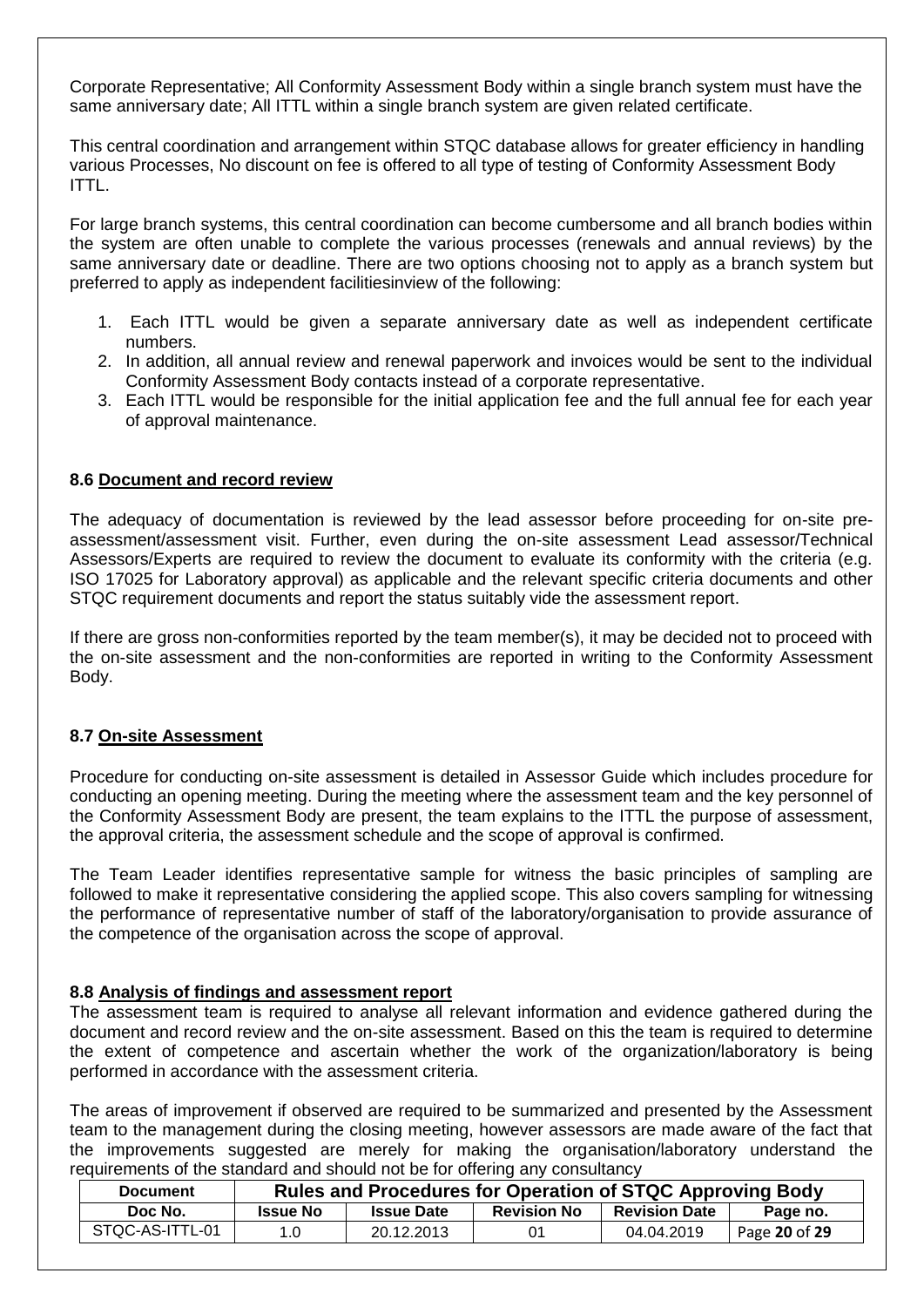Corporate Representative; All Conformity Assessment Body within a single branch system must have the same anniversary date; All ITTL within a single branch system are given related certificate.

This central coordination and arrangement within STQC database allows for greater efficiency in handling various Processes, No discount on fee is offered to all type of testing of Conformity Assessment Body ITTL.

For large branch systems, this central coordination can become cumbersome and all branch bodies within the system are often unable to complete the various processes (renewals and annual reviews) by the same anniversary date or deadline. There are two options choosing not to apply as a branch system but preferred to apply as independent facilitiesinview of the following:

1. Each ITTL would be given a separate anniversary date as well as independent certificate numbers.
2. In addition, all annual review and renewal paperwork and invoices would be sent to the individual Conformity Assessment Body contacts instead of a corporate representative.
3. Each ITTL would be responsible for the initial application fee and the full annual fee for each year of approval maintenance.

### 8.6 Document and record review

The adequacy of documentation is reviewed by the lead assessor before proceeding for on-site pre-assessment/assessment visit. Further, even during the on-site assessment Lead assessor/Technical Assessors/Experts are required to review the document to evaluate its conformity with the criteria (e.g. ISO 17025 for Laboratory approval) as applicable and the relevant specific criteria documents and other STQC requirement documents and report the status suitably vide the assessment report.

If there are gross non-conformities reported by the team member(s), it may be decided not to proceed with the on-site assessment and the non-conformities are reported in writing to the Conformity Assessment Body.

### 8.7 On-site Assessment

Procedure for conducting on-site assessment is detailed in Assessor Guide which includes procedure for conducting an opening meeting. During the meeting where the assessment team and the key personnel of the Conformity Assessment Body are present, the team explains to the ITTL the purpose of assessment, the approval criteria, the assessment schedule and the scope of approval is confirmed.

The Team Leader identifies representative sample for witness the basic principles of sampling are followed to make it representative considering the applied scope. This also covers sampling for witnessing the performance of representative number of staff of the laboratory/organisation to provide assurance of the competence of the organisation across the scope of approval.

### 8.8 Analysis of findings and assessment report

The assessment team is required to analyse all relevant information and evidence gathered during the document and record review and the on-site assessment. Based on this the team is required to determine the extent of competence and ascertain whether the work of the organization/laboratory is being performed in accordance with the assessment criteria.

The areas of improvement if observed are required to be summarized and presented by the Assessment team to the management during the closing meeting, however assessors are made aware of the fact that the improvements suggested are merely for making the organisation/laboratory understand the requirements of the standard and should not be for offering any consultancy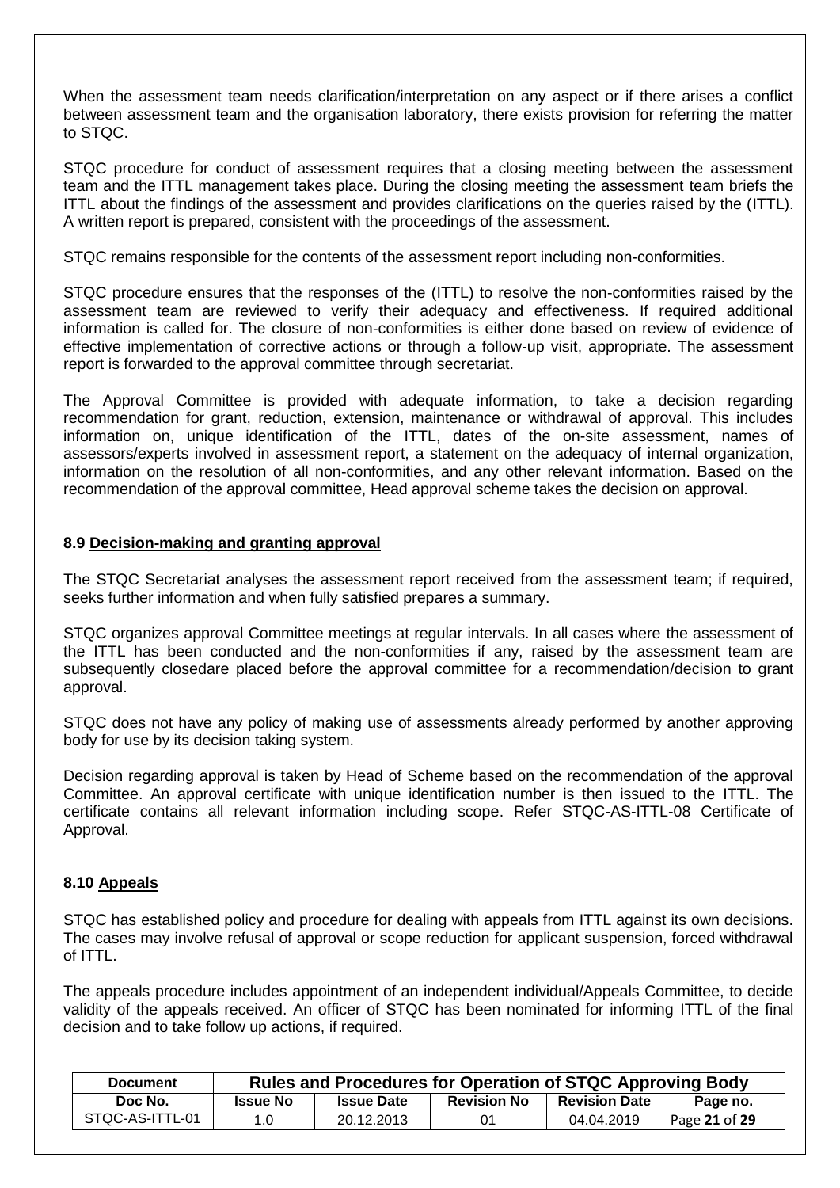When the assessment team needs clarification/interpretation on any aspect or if there arises a conflict between assessment team and the organisation laboratory, there exists provision for referring the matter to STQC.

STQC procedure for conduct of assessment requires that a closing meeting between the assessment team and the ITTL management takes place. During the closing meeting the assessment team briefs the ITTL about the findings of the assessment and provides clarifications on the queries raised by the (ITTL). A written report is prepared, consistent with the proceedings of the assessment.

STQC remains responsible for the contents of the assessment report including non-conformities.

STQC procedure ensures that the responses of the (ITTL) to resolve the non-conformities raised by the assessment team are reviewed to verify their adequacy and effectiveness. If required additional information is called for. The closure of non-conformities is either done based on review of evidence of effective implementation of corrective actions or through a follow-up visit, appropriate. The assessment report is forwarded to the approval committee through secretariat.

The Approval Committee is provided with adequate information, to take a decision regarding recommendation for grant, reduction, extension, maintenance or withdrawal of approval. This includes information on, unique identification of the ITTL, dates of the on-site assessment, names of assessors/experts involved in assessment report, a statement on the adequacy of internal organization, information on the resolution of all non-conformities, and any other relevant information. Based on the recommendation of the approval committee, Head approval scheme takes the decision on approval.

### 8.9 <u>Decision-making and granting approval</u>

The STQC Secretariat analyses the assessment report received from the assessment team; if required, seeks further information and when fully satisfied prepares a summary.

STQC organizes approval Committee meetings at regular intervals. In all cases where the assessment of the ITTL has been conducted and the non-conformities if any, raised by the assessment team are subsequently closedare placed before the approval committee for a recommendation/decision to grant approval.

STQC does not have any policy of making use of assessments already performed by another approving body for use by its decision taking system.

Decision regarding approval is taken by Head of Scheme based on the recommendation of the approval Committee. An approval certificate with unique identification number is then issued to the ITTL. The certificate contains all relevant information including scope. Refer STQC-AS-ITTL-08 Certificate of Approval.

### 8.10 <u>Appeals</u>

STQC has established policy and procedure for dealing with appeals from ITTL against its own decisions. The cases may involve refusal of approval or scope reduction for applicant suspension, forced withdrawal of ITTL.

The appeals procedure includes appointment of an independent individual/Appeals Committee, to decide validity of the appeals received. An officer of STQC has been nominated for informing ITTL of the final decision and to take follow up actions, if required.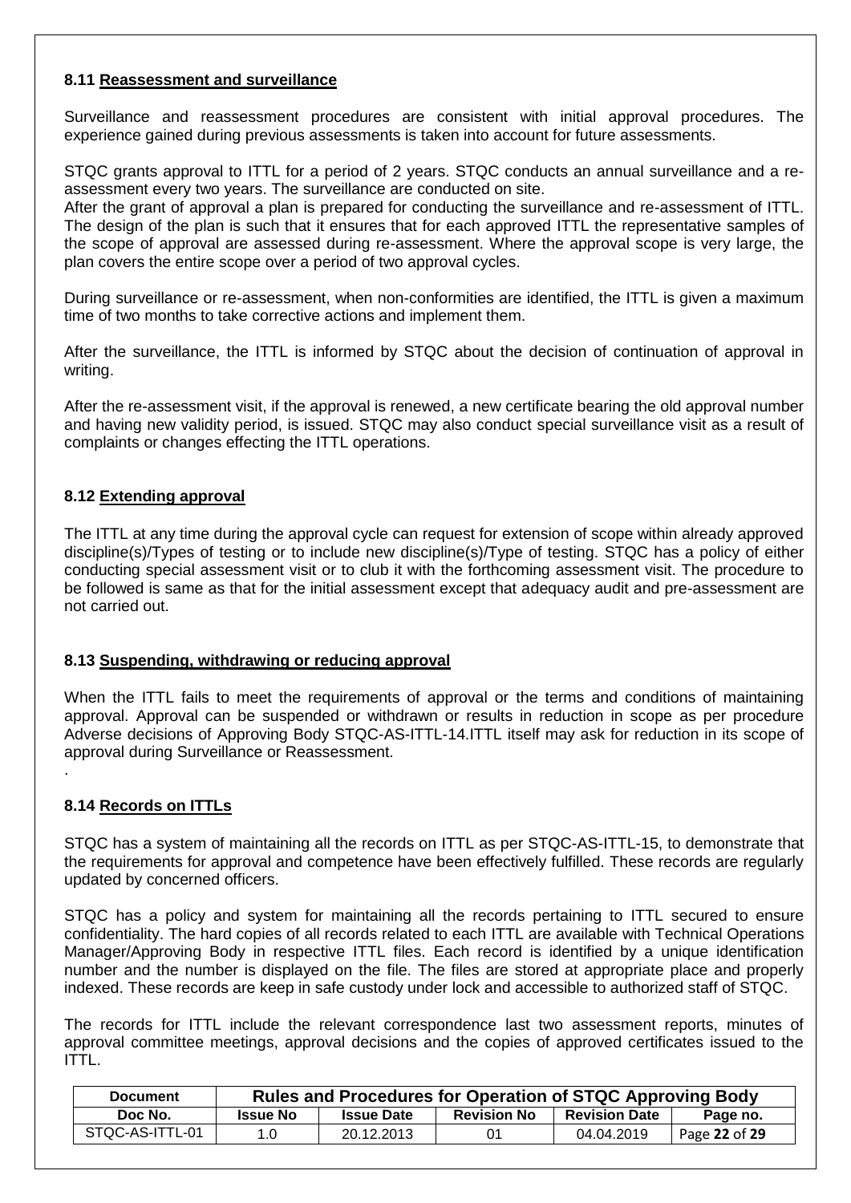### 8.11 Reassessment and surveillance

Surveillance and reassessment procedures are consistent with initial approval procedures. The experience gained during previous assessments is taken into account for future assessments.

STQC grants approval to ITTL for a period of 2 years. STQC conducts an annual surveillance and a re-assessment every two years. The surveillance are conducted on site.
After the grant of approval a plan is prepared for conducting the surveillance and re-assessment of ITTL. The design of the plan is such that it ensures that for each approved ITTL the representative samples of the scope of approval are assessed during re-assessment. Where the approval scope is very large, the plan covers the entire scope over a period of two approval cycles.

During surveillance or re-assessment, when non-conformities are identified, the ITTL is given a maximum time of two months to take corrective actions and implement them.

After the surveillance, the ITTL is informed by STQC about the decision of continuation of approval in writing.

After the re-assessment visit, if the approval is renewed, a new certificate bearing the old approval number and having new validity period, is issued. STQC may also conduct special surveillance visit as a result of complaints or changes effecting the ITTL operations.

### 8.12 Extending approval

The ITTL at any time during the approval cycle can request for extension of scope within already approved discipline(s)/Types of testing or to include new discipline(s)/Type of testing. STQC has a policy of either conducting special assessment visit or to club it with the forthcoming assessment visit. The procedure to be followed is same as that for the initial assessment except that adequacy audit and pre-assessment are not carried out.

### 8.13 Suspending, withdrawing or reducing approval

When the ITTL fails to meet the requirements of approval or the terms and conditions of maintaining approval. Approval can be suspended or withdrawn or results in reduction in scope as per procedure Adverse decisions of Approving Body STQC-AS-ITTL-14.ITTL itself may ask for reduction in its scope of approval during Surveillance or Reassessment.
.

### 8.14 Records on ITTLs

STQC has a system of maintaining all the records on ITTL as per STQC-AS-ITTL-15, to demonstrate that the requirements for approval and competence have been effectively fulfilled. These records are regularly updated by concerned officers.

STQC has a policy and system for maintaining all the records pertaining to ITTL secured to ensure confidentiality. The hard copies of all records related to each ITTL are available with Technical Operations Manager/Approving Body in respective ITTL files. Each record is identified by a unique identification number and the number is displayed on the file. The files are stored at appropriate place and properly indexed. These records are keep in safe custody under lock and accessible to authorized staff of STQC.

The records for ITTL include the relevant correspondence last two assessment reports, minutes of approval committee meetings, approval decisions and the copies of approved certificates issued to the ITTL.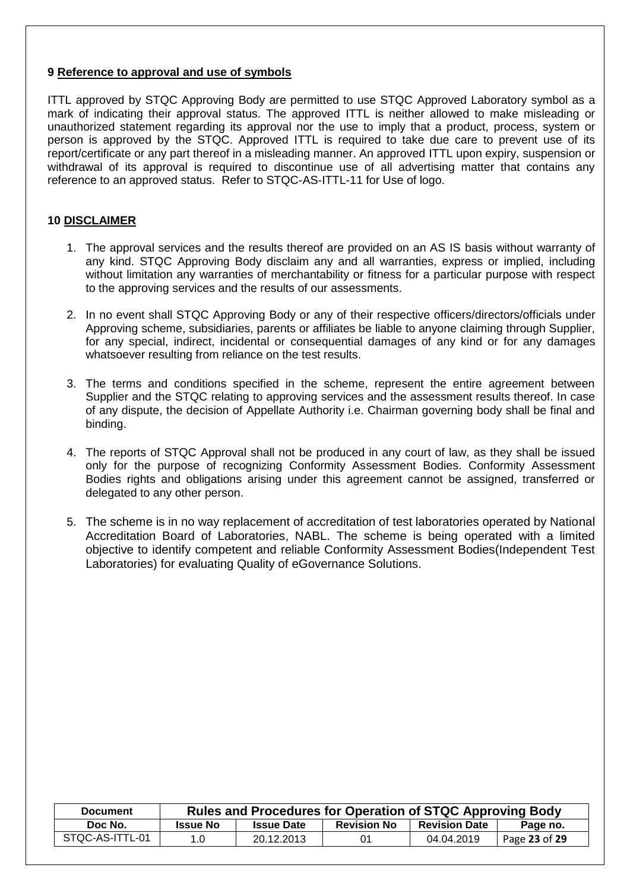## 9 Reference to approval and use of symbols

ITTL approved by STQC Approving Body are permitted to use STQC Approved Laboratory symbol as a mark of indicating their approval status. The approved ITTL is neither allowed to make misleading or unauthorized statement regarding its approval nor the use to imply that a product, process, system or person is approved by the STQC. Approved ITTL is required to take due care to prevent use of its report/certificate or any part thereof in a misleading manner. An approved ITTL upon expiry, suspension or withdrawal of its approval is required to discontinue use of all advertising matter that contains any reference to an approved status. Refer to STQC-AS-ITTL-11 for Use of logo.

## 10 DISCLAIMER

1. The approval services and the results thereof are provided on an AS IS basis without warranty of any kind. STQC Approving Body disclaim any and all warranties, express or implied, including without limitation any warranties of merchantability or fitness for a particular purpose with respect to the approving services and the results of our assessments.

2. In no event shall STQC Approving Body or any of their respective officers/directors/officials under Approving scheme, subsidiaries, parents or affiliates be liable to anyone claiming through Supplier, for any special, indirect, incidental or consequential damages of any kind or for any damages whatsoever resulting from reliance on the test results.

3. The terms and conditions specified in the scheme, represent the entire agreement between Supplier and the STQC relating to approving services and the assessment results thereof. In case of any dispute, the decision of Appellate Authority i.e. Chairman governing body shall be final and binding.

4. The reports of STQC Approval shall not be produced in any court of law, as they shall be issued only for the purpose of recognizing Conformity Assessment Bodies. Conformity Assessment Bodies rights and obligations arising under this agreement cannot be assigned, transferred or delegated to any other person.

5. The scheme is in no way replacement of accreditation of test laboratories operated by National Accreditation Board of Laboratories, NABL. The scheme is being operated with a limited objective to identify competent and reliable Conformity Assessment Bodies(Independent Test Laboratories) for evaluating Quality of eGovernance Solutions.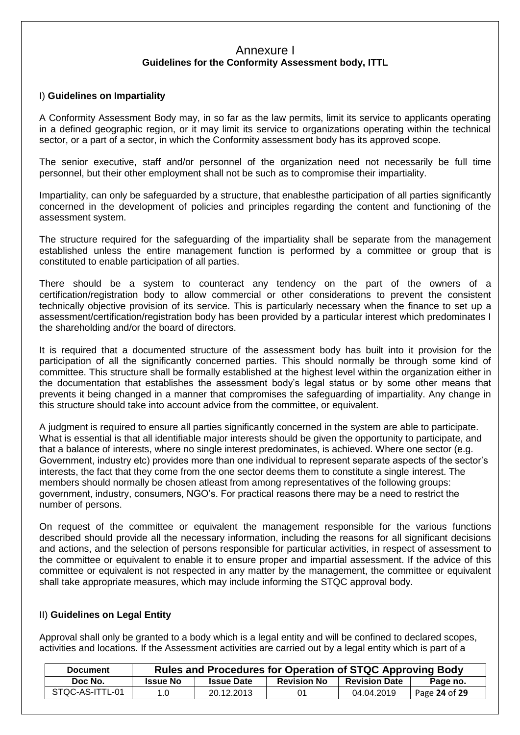## Annexure I
### Guidelines for the Conformity Assessment body, ITTL

I) **Guidelines on Impartiality**

A Conformity Assessment Body may, in so far as the law permits, limit its service to applicants operating in a defined geographic region, or it may limit its service to organizations operating within the technical sector, or a part of a sector, in which the Conformity assessment body has its approved scope.

The senior executive, staff and/or personnel of the organization need not necessarily be full time personnel, but their other employment shall not be such as to compromise their impartiality.

Impartiality, can only be safeguarded by a structure, that enablesthe participation of all parties significantly concerned in the development of policies and principles regarding the content and functioning of the assessment system.

The structure required for the safeguarding of the impartiality shall be separate from the management established unless the entire management function is performed by a committee or group that is constituted to enable participation of all parties.

There should be a system to counteract any tendency on the part of the owners of a certification/registration body to allow commercial or other considerations to prevent the consistent technically objective provision of its service. This is particularly necessary when the finance to set up a assessment/certification/registration body has been provided by a particular interest which predominates I the shareholding and/or the board of directors.

It is required that a documented structure of the assessment body has built into it provision for the participation of all the significantly concerned parties. This should normally be through some kind of committee. This structure shall be formally established at the highest level within the organization either in the documentation that establishes the assessment body's legal status or by some other means that prevents it being changed in a manner that compromises the safeguarding of impartiality. Any change in this structure should take into account advice from the committee, or equivalent.

A judgment is required to ensure all parties significantly concerned in the system are able to participate. What is essential is that all identifiable major interests should be given the opportunity to participate, and that a balance of interests, where no single interest predominates, is achieved. Where one sector (e.g. Government, industry etc) provides more than one individual to represent separate aspects of the sector's interests, the fact that they come from the one sector deems them to constitute a single interest. The members should normally be chosen atleast from among representatives of the following groups: government, industry, consumers, NGO's. For practical reasons there may be a need to restrict the number of persons.

On request of the committee or equivalent the management responsible for the various functions described should provide all the necessary information, including the reasons for all significant decisions and actions, and the selection of persons responsible for particular activities, in respect of assessment to the committee or equivalent to enable it to ensure proper and impartial assessment. If the advice of this committee or equivalent is not respected in any matter by the management, the committee or equivalent shall take appropriate measures, which may include informing the STQC approval body.

II) **Guidelines on Legal Entity**

Approval shall only be granted to a body which is a legal entity and will be confined to declared scopes, activities and locations. If the Assessment activities are carried out by a legal entity which is part of a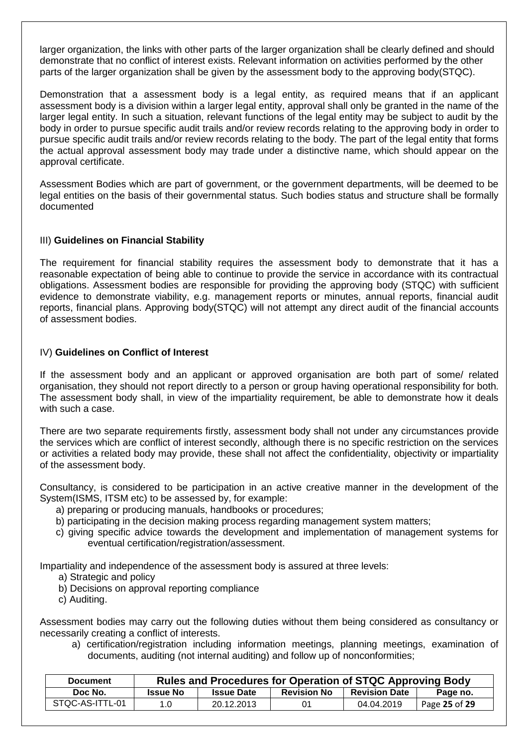larger organization, the links with other parts of the larger organization shall be clearly defined and should demonstrate that no conflict of interest exists. Relevant information on activities performed by the other parts of the larger organization shall be given by the assessment body to the approving body(STQC).

Demonstration that a assessment body is a legal entity, as required means that if an applicant assessment body is a division within a larger legal entity, approval shall only be granted in the name of the larger legal entity. In such a situation, relevant functions of the legal entity may be subject to audit by the body in order to pursue specific audit trails and/or review records relating to the approving body in order to pursue specific audit trails and/or review records relating to the body. The part of the legal entity that forms the actual approval assessment body may trade under a distinctive name, which should appear on the approval certificate.

Assessment Bodies which are part of government, or the government departments, will be deemed to be legal entities on the basis of their governmental status. Such bodies status and structure shall be formally documented

III) **Guidelines on Financial Stability**

The requirement for financial stability requires the assessment body to demonstrate that it has a reasonable expectation of being able to continue to provide the service in accordance with its contractual obligations. Assessment bodies are responsible for providing the approving body (STQC) with sufficient evidence to demonstrate viability, e.g. management reports or minutes, annual reports, financial audit reports, financial plans. Approving body(STQC) will not attempt any direct audit of the financial accounts of assessment bodies.

IV) **Guidelines on Conflict of Interest**

If the assessment body and an applicant or approved organisation are both part of some/ related organisation, they should not report directly to a person or group having operational responsibility for both. The assessment body shall, in view of the impartiality requirement, be able to demonstrate how it deals with such a case.

There are two separate requirements firstly, assessment body shall not under any circumstances provide the services which are conflict of interest secondly, although there is no specific restriction on the services or activities a related body may provide, these shall not affect the confidentiality, objectivity or impartiality of the assessment body.

Consultancy, is considered to be participation in an active creative manner in the development of the System(ISMS, ITSM etc) to be assessed by, for example:

a) preparing or producing manuals, handbooks or procedures;
b) participating in the decision making process regarding management system matters;
c) giving specific advice towards the development and implementation of management systems for eventual certification/registration/assessment.

Impartiality and independence of the assessment body is assured at three levels:

a) Strategic and policy
b) Decisions on approval reporting compliance
c) Auditing.

Assessment bodies may carry out the following duties without them being considered as consultancy or necessarily creating a conflict of interests.

a) certification/registration including information meetings, planning meetings, examination of documents, auditing (not internal auditing) and follow up of nonconformities;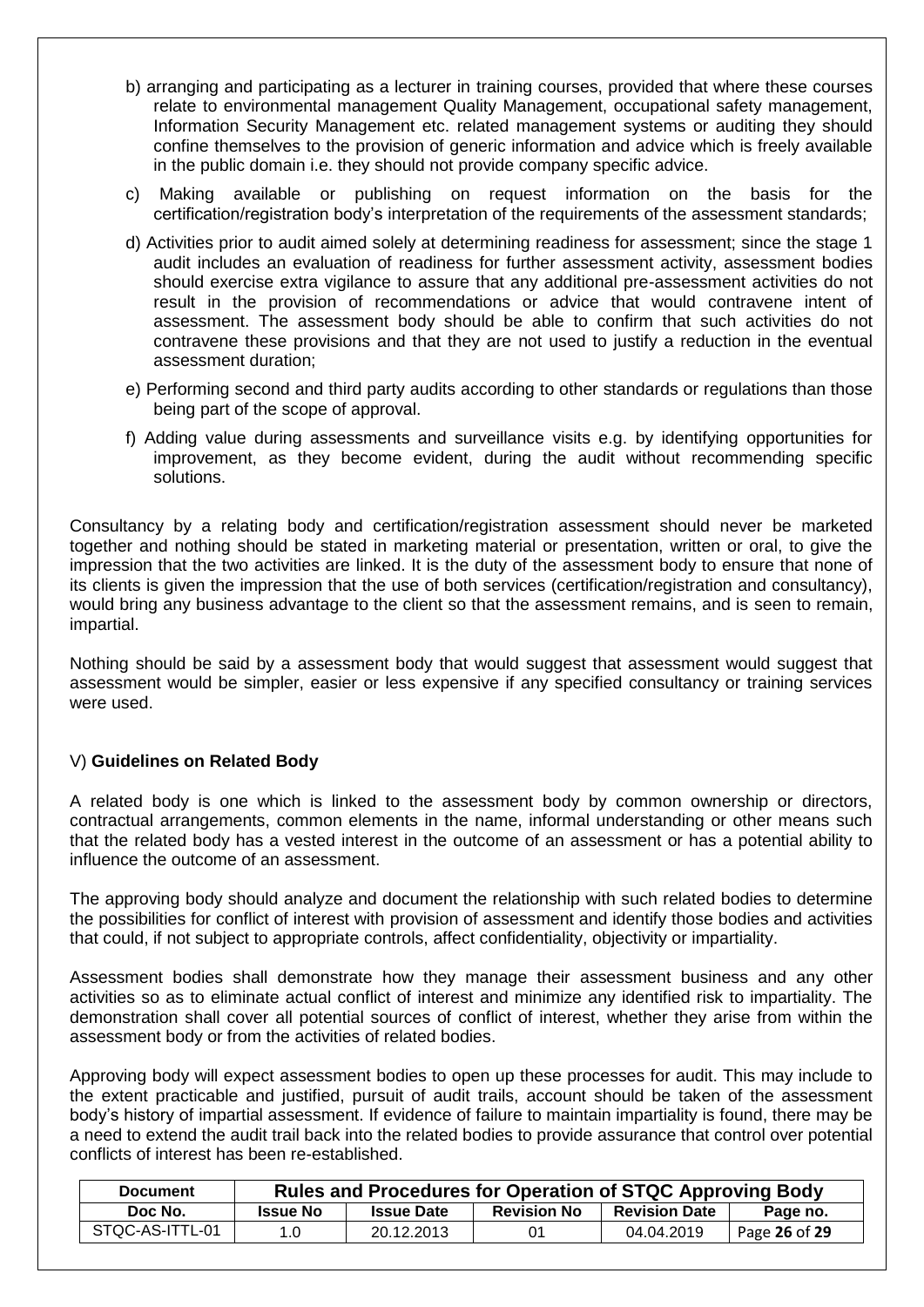b) arranging and participating as a lecturer in training courses, provided that where these courses relate to environmental management Quality Management, occupational safety management, Information Security Management etc. related management systems or auditing they should confine themselves to the provision of generic information and advice which is freely available in the public domain i.e. they should not provide company specific advice.

c) Making available or publishing on request information on the basis for the certification/registration body's interpretation of the requirements of the assessment standards;

d) Activities prior to audit aimed solely at determining readiness for assessment; since the stage 1 audit includes an evaluation of readiness for further assessment activity, assessment bodies should exercise extra vigilance to assure that any additional pre-assessment activities do not result in the provision of recommendations or advice that would contravene intent of assessment. The assessment body should be able to confirm that such activities do not contravene these provisions and that they are not used to justify a reduction in the eventual assessment duration;

e) Performing second and third party audits according to other standards or regulations than those being part of the scope of approval.

f) Adding value during assessments and surveillance visits e.g. by identifying opportunities for improvement, as they become evident, during the audit without recommending specific solutions.

Consultancy by a relating body and certification/registration assessment should never be marketed together and nothing should be stated in marketing material or presentation, written or oral, to give the impression that the two activities are linked. It is the duty of the assessment body to ensure that none of its clients is given the impression that the use of both services (certification/registration and consultancy), would bring any business advantage to the client so that the assessment remains, and is seen to remain, impartial.

Nothing should be said by a assessment body that would suggest that assessment would suggest that assessment would be simpler, easier or less expensive if any specified consultancy or training services were used.

V) **Guidelines on Related Body**

A related body is one which is linked to the assessment body by common ownership or directors, contractual arrangements, common elements in the name, informal understanding or other means such that the related body has a vested interest in the outcome of an assessment or has a potential ability to influence the outcome of an assessment.

The approving body should analyze and document the relationship with such related bodies to determine the possibilities for conflict of interest with provision of assessment and identify those bodies and activities that could, if not subject to appropriate controls, affect confidentiality, objectivity or impartiality.

Assessment bodies shall demonstrate how they manage their assessment business and any other activities so as to eliminate actual conflict of interest and minimize any identified risk to impartiality. The demonstration shall cover all potential sources of conflict of interest, whether they arise from within the assessment body or from the activities of related bodies.

Approving body will expect assessment bodies to open up these processes for audit. This may include to the extent practicable and justified, pursuit of audit trails, account should be taken of the assessment body's history of impartial assessment. If evidence of failure to maintain impartiality is found, there may be a need to extend the audit trail back into the related bodies to provide assurance that control over potential conflicts of interest has been re-established.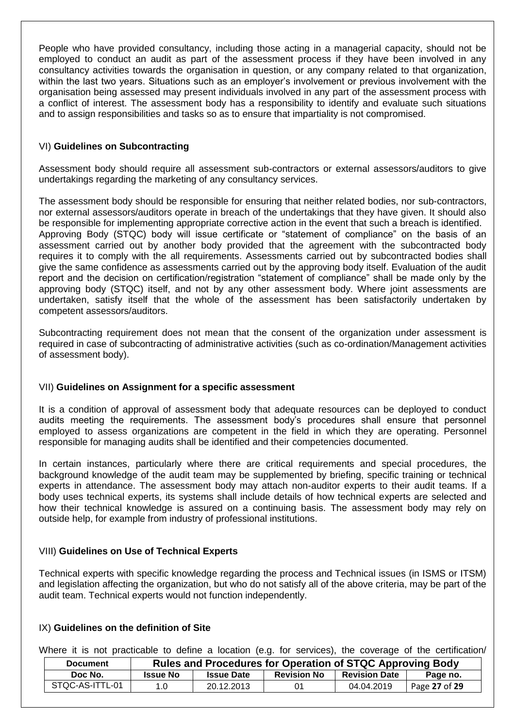People who have provided consultancy, including those acting in a managerial capacity, should not be employed to conduct an audit as part of the assessment process if they have been involved in any consultancy activities towards the organisation in question, or any company related to that organization, within the last two years. Situations such as an employer's involvement or previous involvement with the organisation being assessed may present individuals involved in any part of the assessment process with a conflict of interest. The assessment body has a responsibility to identify and evaluate such situations and to assign responsibilities and tasks so as to ensure that impartiality is not compromised.

### VI) **Guidelines on Subcontracting**

Assessment body should require all assessment sub-contractors or external assessors/auditors to give undertakings regarding the marketing of any consultancy services.

The assessment body should be responsible for ensuring that neither related bodies, nor sub-contractors, nor external assessors/auditors operate in breach of the undertakings that they have given. It should also be responsible for implementing appropriate corrective action in the event that such a breach is identified.
Approving Body (STQC) body will issue certificate or "statement of compliance" on the basis of an assessment carried out by another body provided that the agreement with the subcontracted body requires it to comply with the all requirements. Assessments carried out by subcontracted bodies shall give the same confidence as assessments carried out by the approving body itself. Evaluation of the audit report and the decision on certification/registration "statement of compliance" shall be made only by the approving body (STQC) itself, and not by any other assessment body. Where joint assessments are undertaken, satisfy itself that the whole of the assessment has been satisfactorily undertaken by competent assessors/auditors.

Subcontracting requirement does not mean that the consent of the organization under assessment is required in case of subcontracting of administrative activities (such as co-ordination/Management activities of assessment body).

### VII) **Guidelines on Assignment for a specific assessment**

It is a condition of approval of assessment body that adequate resources can be deployed to conduct audits meeting the requirements. The assessment body's procedures shall ensure that personnel employed to assess organizations are competent in the field in which they are operating. Personnel responsible for managing audits shall be identified and their competencies documented.

In certain instances, particularly where there are critical requirements and special procedures, the background knowledge of the audit team may be supplemented by briefing, specific training or technical experts in attendance. The assessment body may attach non-auditor experts to their audit teams. If a body uses technical experts, its systems shall include details of how technical experts are selected and how their technical knowledge is assured on a continuing basis. The assessment body may rely on outside help, for example from industry of professional institutions.

### VIII) **Guidelines on Use of Technical Experts**

Technical experts with specific knowledge regarding the process and Technical issues (in ISMS or ITSM) and legislation affecting the organization, but who do not satisfy all of the above criteria, may be part of the audit team. Technical experts would not function independently.

### IX) **Guidelines on the definition of Site**

Where it is not practicable to define a location (e.g. for services), the coverage of the certification/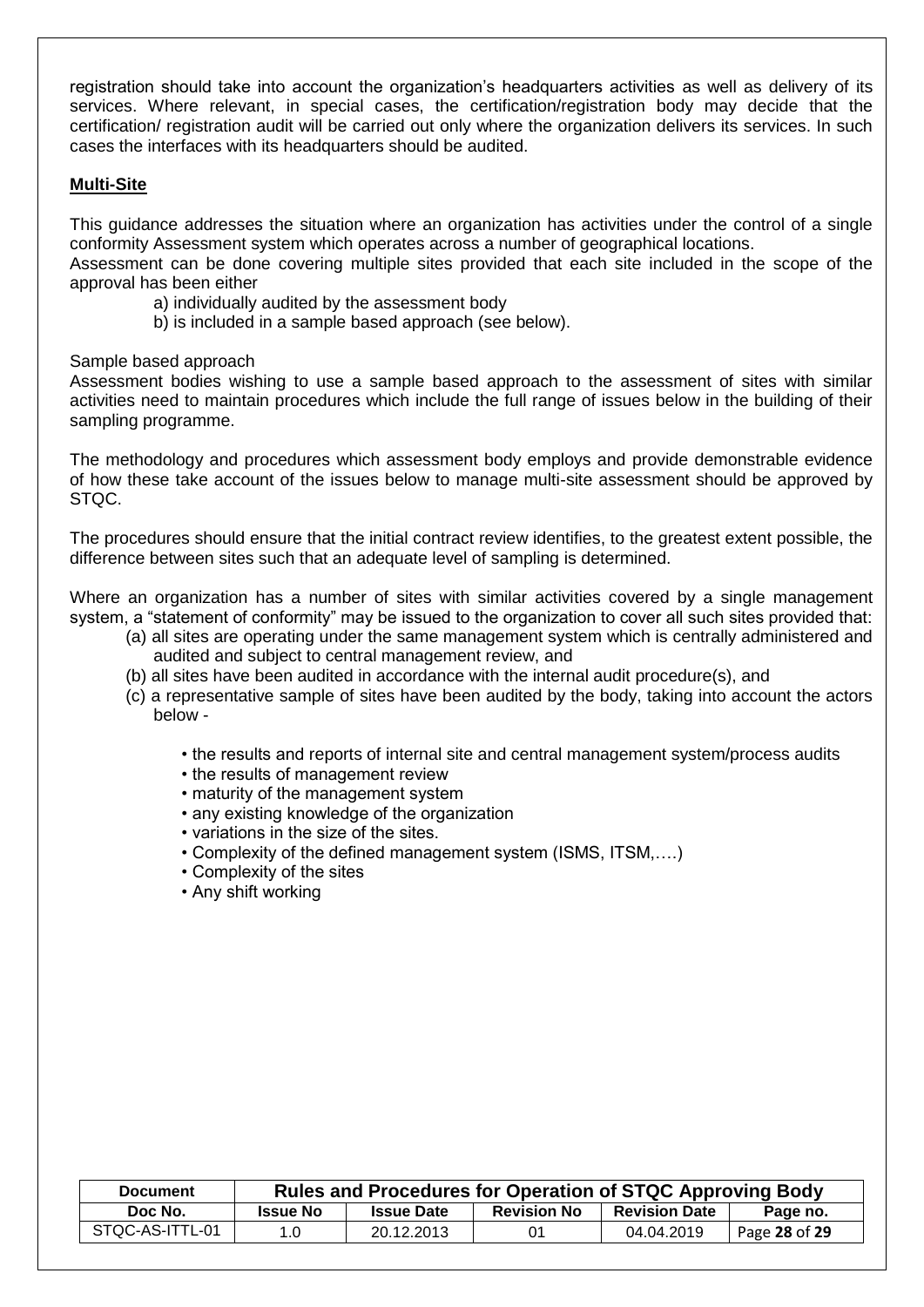registration should take into account the organization's headquarters activities as well as delivery of its services. Where relevant, in special cases, the certification/registration body may decide that the certification/ registration audit will be carried out only where the organization delivers its services. In such cases the interfaces with its headquarters should be audited.

**Multi-Site**

This guidance addresses the situation where an organization has activities under the control of a single conformity Assessment system which operates across a number of geographical locations.
Assessment can be done covering multiple sites provided that each site included in the scope of the approval has been either

a) individually audited by the assessment body
b) is included in a sample based approach (see below).

Sample based approach
Assessment bodies wishing to use a sample based approach to the assessment of sites with similar activities need to maintain procedures which include the full range of issues below in the building of their sampling programme.

The methodology and procedures which assessment body employs and provide demonstrable evidence of how these take account of the issues below to manage multi-site assessment should be approved by STQC.

The procedures should ensure that the initial contract review identifies, to the greatest extent possible, the difference between sites such that an adequate level of sampling is determined.

Where an organization has a number of sites with similar activities covered by a single management system, a "statement of conformity" may be issued to the organization to cover all such sites provided that:

(a) all sites are operating under the same management system which is centrally administered and audited and subject to central management review, and
(b) all sites have been audited in accordance with the internal audit procedure(s), and
(c) a representative sample of sites have been audited by the body, taking into account the actors below -

- the results and reports of internal site and central management system/process audits
- the results of management review
- maturity of the management system
- any existing knowledge of the organization
- variations in the size of the sites.
- Complexity of the defined management system (ISMS, ITSM,….)
- Complexity of the sites
- Any shift working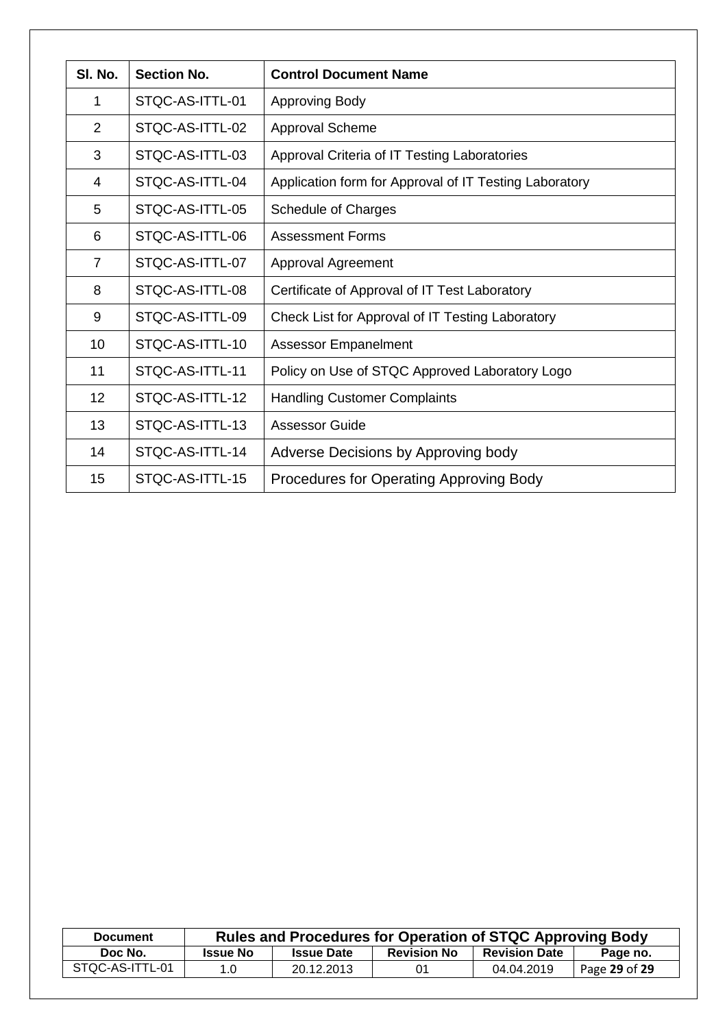| Sl. No. | Section No. | Control Document Name |
|---|---|---|
| 1 | STQC-AS-ITTL-01 | Approving Body |
| 2 | STQC-AS-ITTL-02 | Approval Scheme |
| 3 | STQC-AS-ITTL-03 | Approval Criteria of IT Testing Laboratories |
| 4 | STQC-AS-ITTL-04 | Application form for Approval of IT Testing Laboratory |
| 5 | STQC-AS-ITTL-05 | Schedule of Charges |
| 6 | STQC-AS-ITTL-06 | Assessment Forms |
| 7 | STQC-AS-ITTL-07 | Approval Agreement |
| 8 | STQC-AS-ITTL-08 | Certificate of Approval of IT Test Laboratory |
| 9 | STQC-AS-ITTL-09 | Check List for Approval of IT Testing Laboratory |
| 10 | STQC-AS-ITTL-10 | Assessor Empanelment |
| 11 | STQC-AS-ITTL-11 | Policy on Use of STQC Approved Laboratory Logo |
| 12 | STQC-AS-ITTL-12 | Handling Customer Complaints |
| 13 | STQC-AS-ITTL-13 | Assessor Guide |
| 14 | STQC-AS-ITTL-14 | Adverse Decisions by Approving body |
| 15 | STQC-AS-ITTL-15 | Procedures for Operating Approving Body |